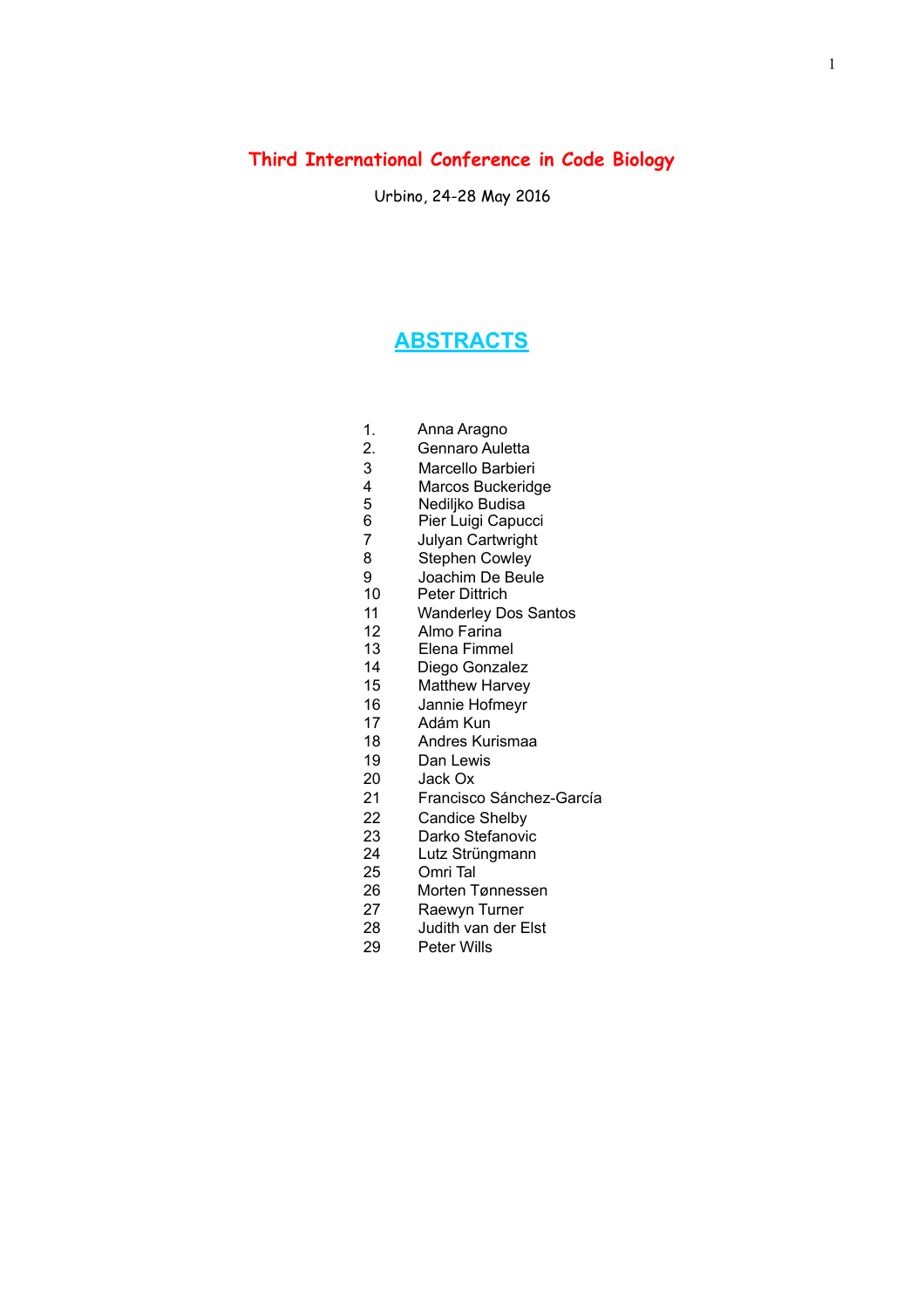# Third International Conference in Code Biology

Urbino, 24-28 May 2016

## ABSTRACTS

1. Anna Aragno
2. Gennaro Auletta
3. Marcello Barbieri
4. Marcos Buckeridge
5. Nediljko Budisa
6. Pier Luigi Capucci
7. Julyan Cartwright
8. Stephen Cowley
9. Joachim De Beule
10. Peter Dittrich
11. Wanderley Dos Santos
12. Almo Farina
13. Elena Fimmel
14. Diego Gonzalez
15. Matthew Harvey
16. Jannie Hofmeyr
17. Adám Kun
18. Andres Kurismaa
19. Dan Lewis
20. Jack Ox
21. Francisco Sánchez-García
22. Candice Shelby
23. Darko Stefanovic
24. Lutz Strüngmann
25. Omri Tal
26. Morten Tønnessen
27. Raewyn Turner
28. Judith van der Elst
29. Peter Wills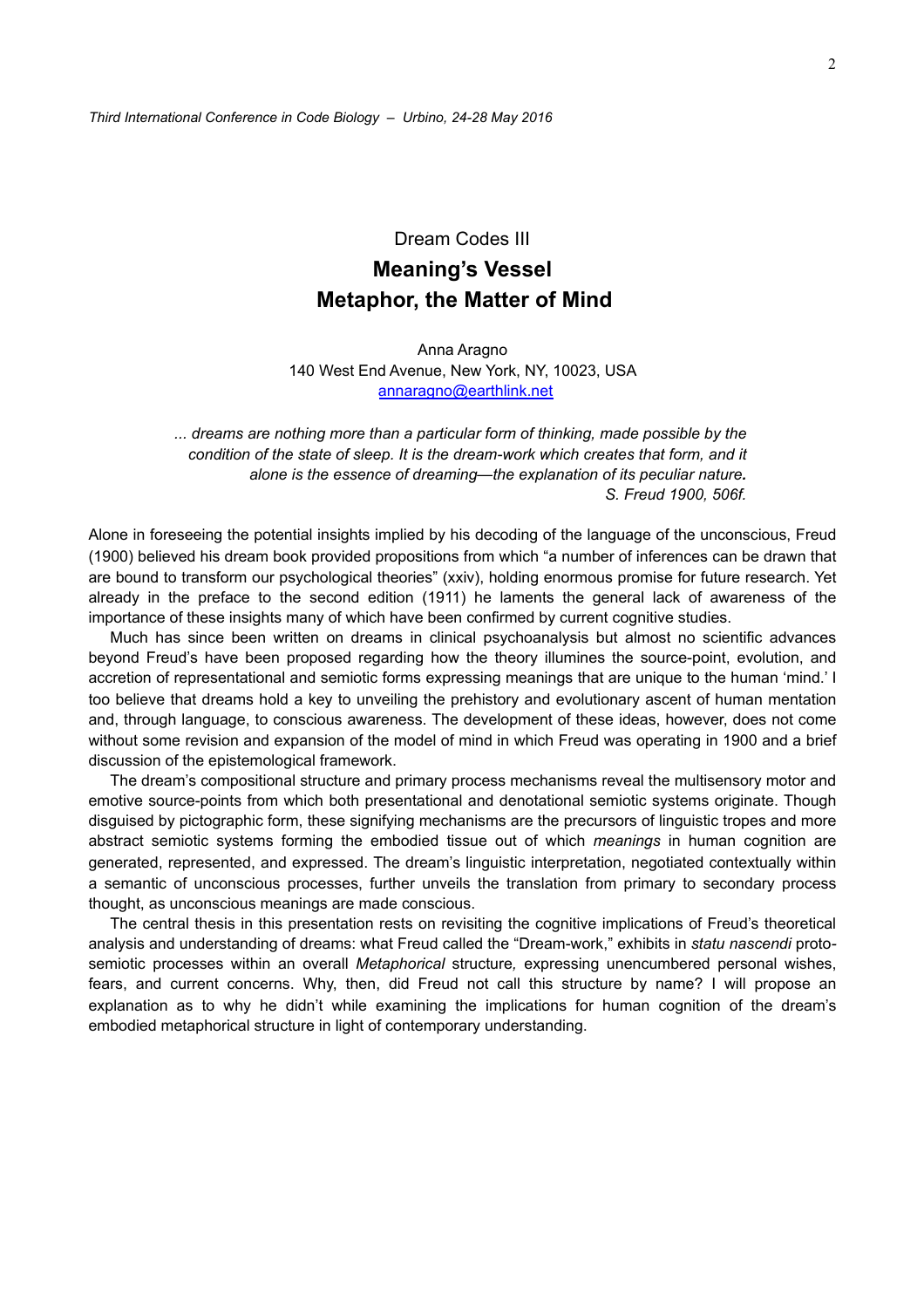Dream Codes III

# Meaning's Vessel
# Metaphor, the Matter of Mind

Anna Aragno
140 West End Avenue, New York, NY, 10023, USA
annaragno@earthlink.net

> *... dreams are nothing more than a particular form of thinking, made possible by the condition of the state of sleep. It is the dream-work which creates that form, and it alone is the essence of dreaming—the explanation of its peculiar nature.*
> *S. Freud 1900, 506f.*

Alone in foreseeing the potential insights implied by his decoding of the language of the unconscious, Freud (1900) believed his dream book provided propositions from which "a number of inferences can be drawn that are bound to transform our psychological theories" (xxiv), holding enormous promise for future research. Yet already in the preface to the second edition (1911) he laments the general lack of awareness of the importance of these insights many of which have been confirmed by current cognitive studies.

Much has since been written on dreams in clinical psychoanalysis but almost no scientific advances beyond Freud's have been proposed regarding how the theory illumines the source-point, evolution, and accretion of representational and semiotic forms expressing meanings that are unique to the human 'mind.' I too believe that dreams hold a key to unveiling the prehistory and evolutionary ascent of human mentation and, through language, to conscious awareness. The development of these ideas, however, does not come without some revision and expansion of the model of mind in which Freud was operating in 1900 and a brief discussion of the epistemological framework.

The dream's compositional structure and primary process mechanisms reveal the multisensory motor and emotive source-points from which both presentational and denotational semiotic systems originate. Though disguised by pictographic form, these signifying mechanisms are the precursors of linguistic tropes and more abstract semiotic systems forming the embodied tissue out of which *meanings* in human cognition are generated, represented, and expressed. The dream's linguistic interpretation, negotiated contextually within a semantic of unconscious processes, further unveils the translation from primary to secondary process thought, as unconscious meanings are made conscious.

The central thesis in this presentation rests on revisiting the cognitive implications of Freud's theoretical analysis and understanding of dreams: what Freud called the "Dream-work," exhibits in *statu nascendi* proto-semiotic processes within an overall *Metaphorical* structure, expressing unencumbered personal wishes, fears, and current concerns. Why, then, did Freud not call this structure by name? I will propose an explanation as to why he didn't while examining the implications for human cognition of the dream's embodied metaphorical structure in light of contemporary understanding.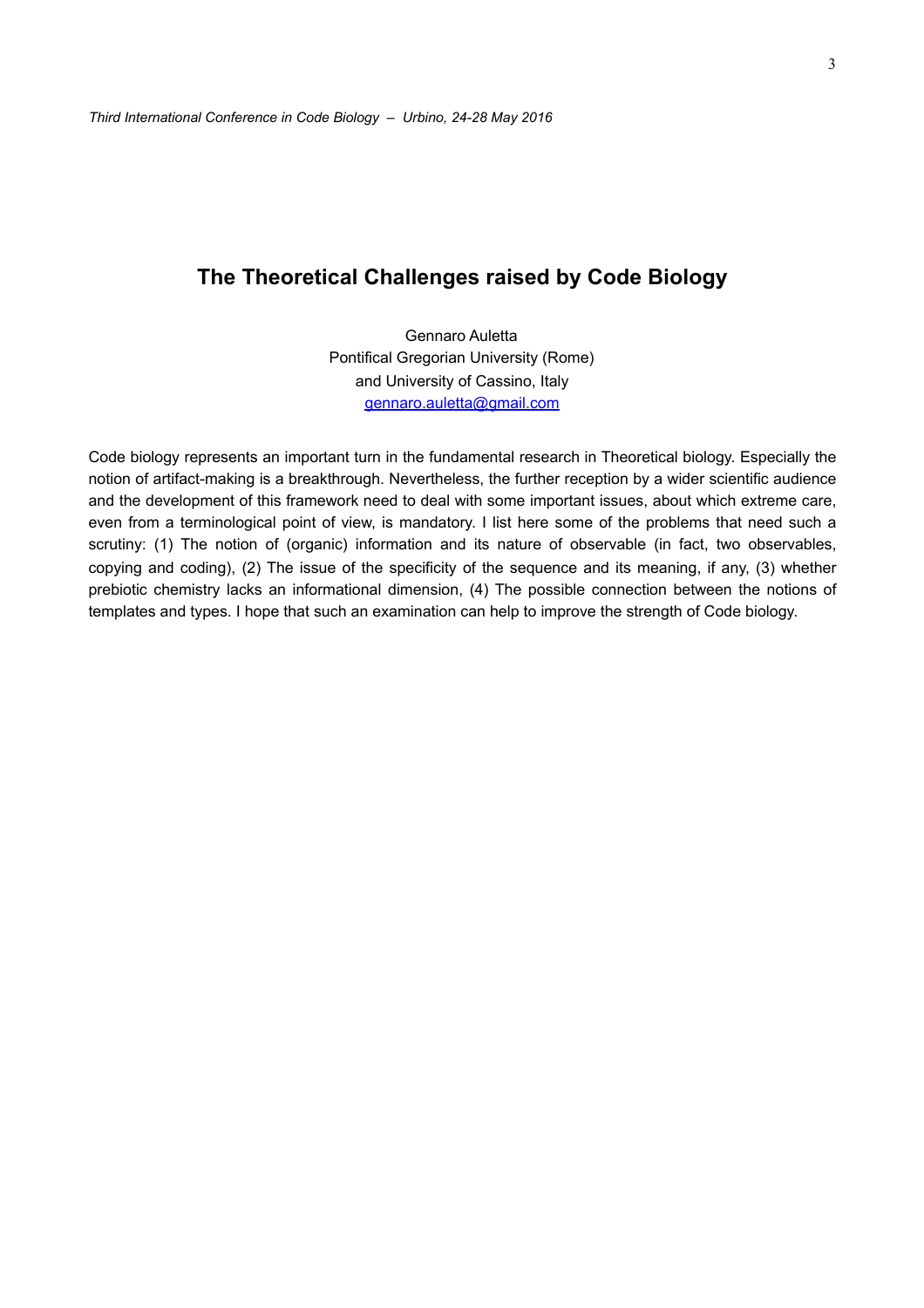# The Theoretical Challenges raised by Code Biology

Gennaro Auletta
Pontifical Gregorian University (Rome)
and University of Cassino, Italy
gennaro.auletta@gmail.com

Code biology represents an important turn in the fundamental research in Theoretical biology. Especially the notion of artifact-making is a breakthrough. Nevertheless, the further reception by a wider scientific audience and the development of this framework need to deal with some important issues, about which extreme care, even from a terminological point of view, is mandatory. I list here some of the problems that need such a scrutiny: (1) The notion of (organic) information and its nature of observable (in fact, two observables, copying and coding), (2) The issue of the specificity of the sequence and its meaning, if any, (3) whether prebiotic chemistry lacks an informational dimension, (4) The possible connection between the notions of templates and types. I hope that such an examination can help to improve the strength of Code biology.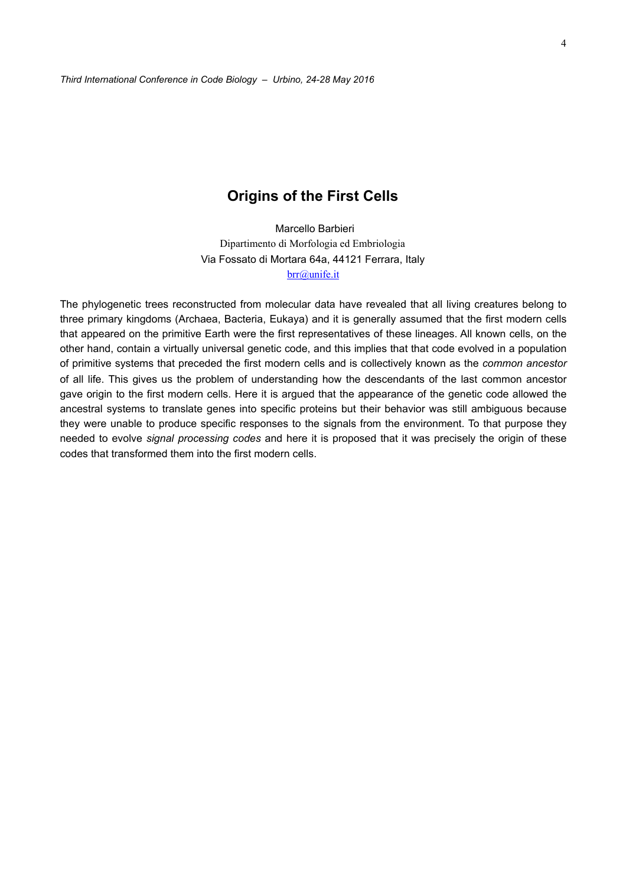## Origins of the First Cells

Marcello Barbieri
Dipartimento di Morfologia ed Embriologia
Via Fossato di Mortara 64a, 44121 Ferrara, Italy
brr@unife.it

The phylogenetic trees reconstructed from molecular data have revealed that all living creatures belong to three primary kingdoms (Archaea, Bacteria, Eukaya) and it is generally assumed that the first modern cells that appeared on the primitive Earth were the first representatives of these lineages. All known cells, on the other hand, contain a virtually universal genetic code, and this implies that that code evolved in a population of primitive systems that preceded the first modern cells and is collectively known as the *common ancestor* of all life. This gives us the problem of understanding how the descendants of the last common ancestor gave origin to the first modern cells. Here it is argued that the appearance of the genetic code allowed the ancestral systems to translate genes into specific proteins but their behavior was still ambiguous because they were unable to produce specific responses to the signals from the environment. To that purpose they needed to evolve *signal processing codes* and here it is proposed that it was precisely the origin of these codes that transformed them into the first modern cells.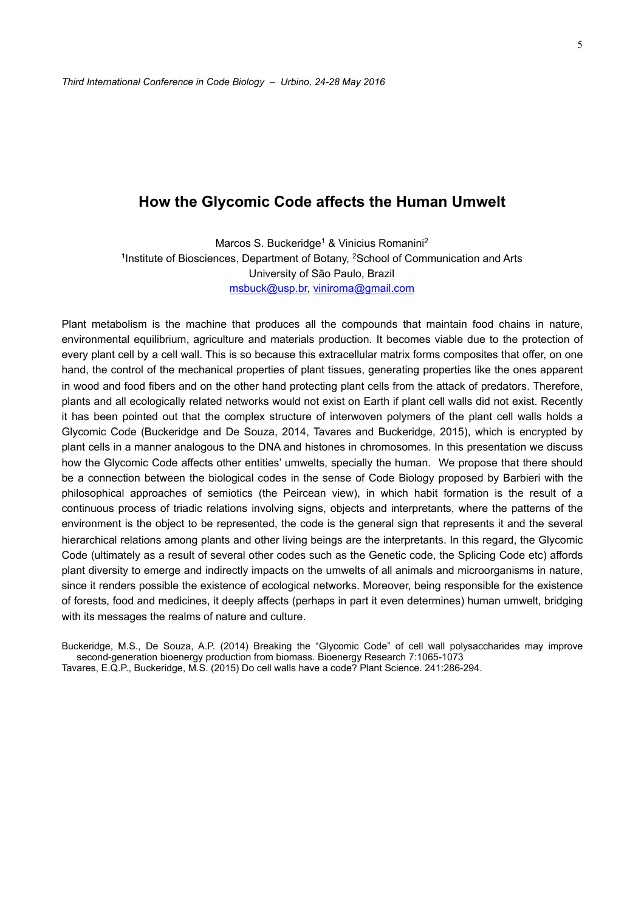## How the Glycomic Code affects the Human Umwelt

Marcos S. Buckeridge[1] & Vinicius Romanini[2]

[1]Institute of Biosciences, Department of Botany, [2]School of Communication and Arts
University of São Paulo, Brazil
msbuck@usp.br, viniroma@gmail.com

Plant metabolism is the machine that produces all the compounds that maintain food chains in nature, environmental equilibrium, agriculture and materials production. It becomes viable due to the protection of every plant cell by a cell wall. This is so because this extracellular matrix forms composites that offer, on one hand, the control of the mechanical properties of plant tissues, generating properties like the ones apparent in wood and food fibers and on the other hand protecting plant cells from the attack of predators. Therefore, plants and all ecologically related networks would not exist on Earth if plant cell walls did not exist. Recently it has been pointed out that the complex structure of interwoven polymers of the plant cell walls holds a Glycomic Code (Buckeridge and De Souza, 2014, Tavares and Buckeridge, 2015), which is encrypted by plant cells in a manner analogous to the DNA and histones in chromosomes. In this presentation we discuss how the Glycomic Code affects other entities' umwelts, specially the human. We propose that there should be a connection between the biological codes in the sense of Code Biology proposed by Barbieri with the philosophical approaches of semiotics (the Peircean view), in which habit formation is the result of a continuous process of triadic relations involving signs, objects and interpretants, where the patterns of the environment is the object to be represented, the code is the general sign that represents it and the several hierarchical relations among plants and other living beings are the interpretants. In this regard, the Glycomic Code (ultimately as a result of several other codes such as the Genetic code, the Splicing Code etc) affords plant diversity to emerge and indirectly impacts on the umwelts of all animals and microorganisms in nature, since it renders possible the existence of ecological networks. Moreover, being responsible for the existence of forests, food and medicines, it deeply affects (perhaps in part it even determines) human umwelt, bridging with its messages the realms of nature and culture.

Buckeridge, M.S., De Souza, A.P. (2014) Breaking the "Glycomic Code" of cell wall polysaccharides may improve second-generation bioenergy production from biomass. Bioenergy Research 7:1065-1073

Tavares, E.Q.P., Buckeridge, M.S. (2015) Do cell walls have a code? Plant Science. 241:286-294.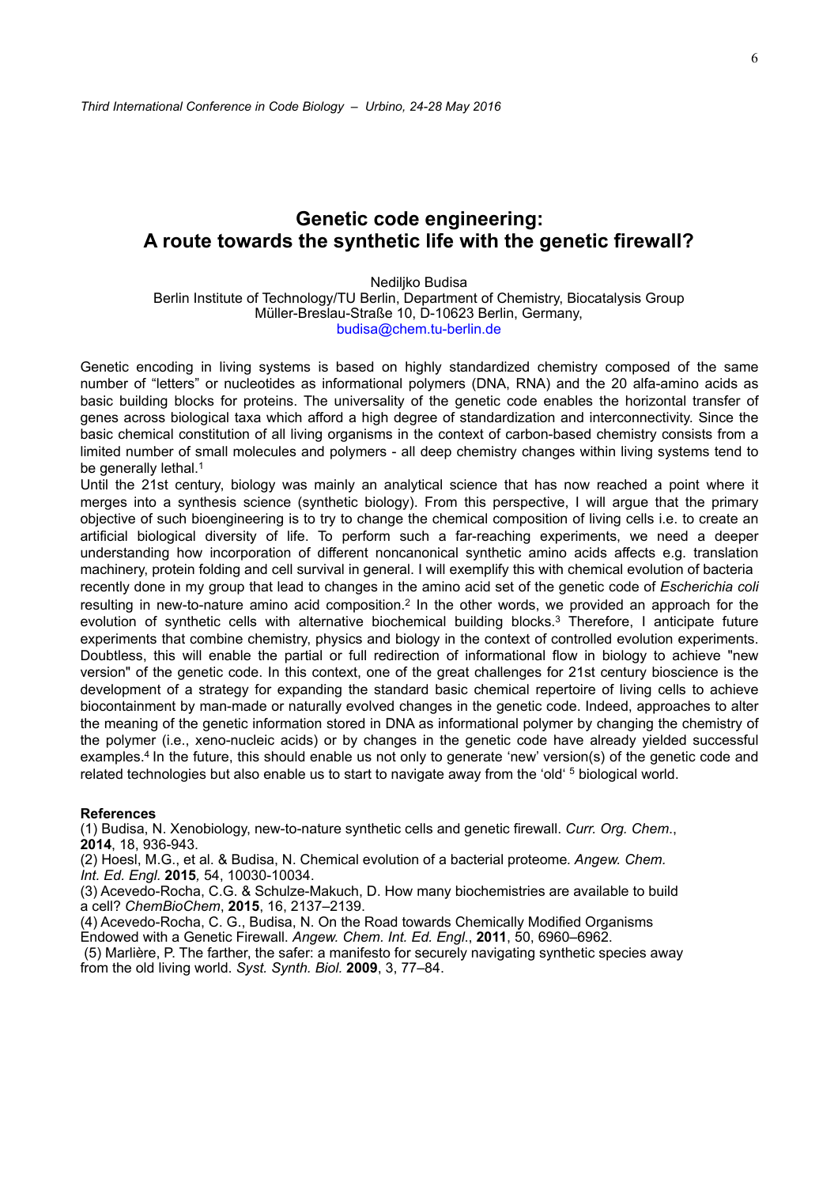# Genetic code engineering: A route towards the synthetic life with the genetic firewall?

Nediljko Budisa
Berlin Institute of Technology/TU Berlin, Department of Chemistry, Biocatalysis Group
Müller-Breslau-Straße 10, D-10623 Berlin, Germany,
budisa@chem.tu-berlin.de

Genetic encoding in living systems is based on highly standardized chemistry composed of the same number of "letters" or nucleotides as informational polymers (DNA, RNA) and the 20 alfa-amino acids as basic building blocks for proteins. The universality of the genetic code enables the horizontal transfer of genes across biological taxa which afford a high degree of standardization and interconnectivity. Since the basic chemical constitution of all living organisms in the context of carbon-based chemistry consists from a limited number of small molecules and polymers - all deep chemistry changes within living systems tend to be generally lethal.[1]

Until the 21st century, biology was mainly an analytical science that has now reached a point where it merges into a synthesis science (synthetic biology). From this perspective, I will argue that the primary objective of such bioengineering is to try to change the chemical composition of living cells i.e. to create an artificial biological diversity of life. To perform such a far-reaching experiments, we need a deeper understanding how incorporation of different noncanonical synthetic amino acids affects e.g. translation machinery, protein folding and cell survival in general. I will exemplify this with chemical evolution of bacteria recently done in my group that lead to changes in the amino acid set of the genetic code of *Escherichia coli* resulting in new-to-nature amino acid composition.[2] In the other words, we provided an approach for the evolution of synthetic cells with alternative biochemical building blocks.[3] Therefore, I anticipate future experiments that combine chemistry, physics and biology in the context of controlled evolution experiments. Doubtless, this will enable the partial or full redirection of informational flow in biology to achieve "new version" of the genetic code. In this context, one of the great challenges for 21st century bioscience is the development of a strategy for expanding the standard basic chemical repertoire of living cells to achieve biocontainment by man-made or naturally evolved changes in the genetic code. Indeed, approaches to alter the meaning of the genetic information stored in DNA as informational polymer by changing the chemistry of the polymer (i.e., xeno-nucleic acids) or by changes in the genetic code have already yielded successful examples.[4] In the future, this should enable us not only to generate 'new' version(s) of the genetic code and related technologies but also enable us to start to navigate away from the 'old' [5] biological world.

**References**

(1) Budisa, N. Xenobiology, new-to-nature synthetic cells and genetic firewall. *Curr. Org. Chem*., **2014**, 18, 936-943.

(2) Hoesl, M.G., et al. & Budisa, N. Chemical evolution of a bacterial proteome. *Angew. Chem. Int. Ed. Engl.* **2015**, 54, 10030-10034.

(3) Acevedo-Rocha, C.G. & Schulze-Makuch, D. How many biochemistries are available to build a cell? *ChemBioChem*, **2015**, 16, 2137–2139.

(4) Acevedo-Rocha, C. G., Budisa, N. On the Road towards Chemically Modified Organisms Endowed with a Genetic Firewall. *Angew. Chem. Int. Ed. Engl.*, **2011**, 50, 6960–6962.

(5) Marlière, P. The farther, the safer: a manifesto for securely navigating synthetic species away from the old living world. *Syst. Synth. Biol.* **2009**, 3, 77–84.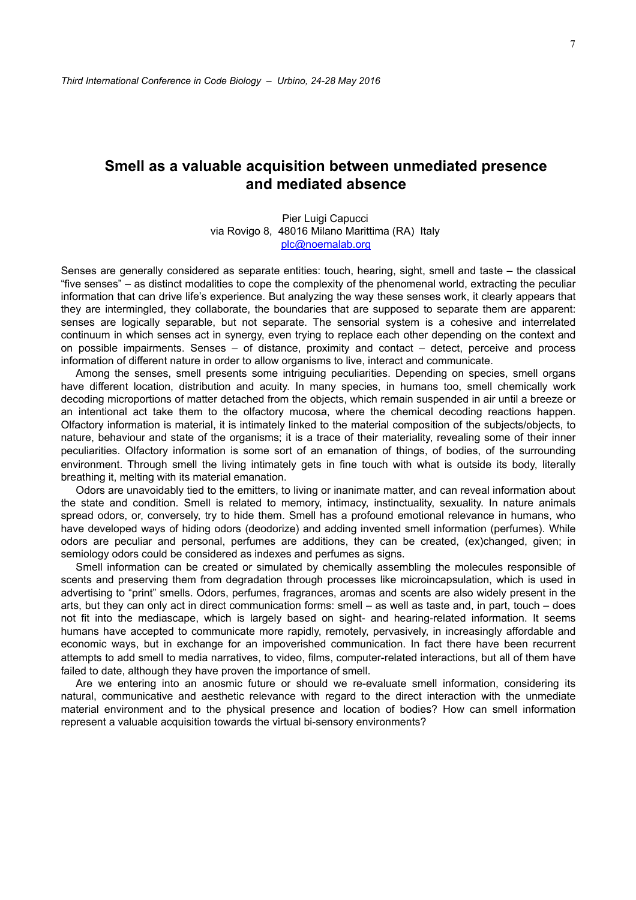# Smell as a valuable acquisition between unmediated presence and mediated absence

Pier Luigi Capucci
via Rovigo 8, 48016 Milano Marittima (RA) Italy
plc@noemalab.org

Senses are generally considered as separate entities: touch, hearing, sight, smell and taste – the classical "five senses" – as distinct modalities to cope the complexity of the phenomenal world, extracting the peculiar information that can drive life's experience. But analyzing the way these senses work, it clearly appears that they are intermingled, they collaborate, the boundaries that are supposed to separate them are apparent: senses are logically separable, but not separate. The sensorial system is a cohesive and interrelated continuum in which senses act in synergy, even trying to replace each other depending on the context and on possible impairments. Senses – of distance, proximity and contact – detect, perceive and process information of different nature in order to allow organisms to live, interact and communicate.

Among the senses, smell presents some intriguing peculiarities. Depending on species, smell organs have different location, distribution and acuity. In many species, in humans too, smell chemically work decoding microportions of matter detached from the objects, which remain suspended in air until a breeze or an intentional act take them to the olfactory mucosa, where the chemical decoding reactions happen. Olfactory information is material, it is intimately linked to the material composition of the subjects/objects, to nature, behaviour and state of the organisms; it is a trace of their materiality, revealing some of their inner peculiarities. Olfactory information is some sort of an emanation of things, of bodies, of the surrounding environment. Through smell the living intimately gets in fine touch with what is outside its body, literally breathing it, melting with its material emanation.

Odors are unavoidably tied to the emitters, to living or inanimate matter, and can reveal information about the state and condition. Smell is related to memory, intimacy, instinctuality, sexuality. In nature animals spread odors, or, conversely, try to hide them. Smell has a profound emotional relevance in humans, who have developed ways of hiding odors (deodorize) and adding invented smell information (perfumes). While odors are peculiar and personal, perfumes are additions, they can be created, (ex)changed, given; in semiology odors could be considered as indexes and perfumes as signs.

Smell information can be created or simulated by chemically assembling the molecules responsible of scents and preserving them from degradation through processes like microincapsulation, which is used in advertising to "print" smells. Odors, perfumes, fragrances, aromas and scents are also widely present in the arts, but they can only act in direct communication forms: smell – as well as taste and, in part, touch – does not fit into the mediascape, which is largely based on sight- and hearing-related information. It seems humans have accepted to communicate more rapidly, remotely, pervasively, in increasingly affordable and economic ways, but in exchange for an impoverished communication. In fact there have been recurrent attempts to add smell to media narratives, to video, films, computer-related interactions, but all of them have failed to date, although they have proven the importance of smell.

Are we entering into an anosmic future or should we re-evaluate smell information, considering its natural, communicative and aesthetic relevance with regard to the direct interaction with the unmediate material environment and to the physical presence and location of bodies? How can smell information represent a valuable acquisition towards the virtual bi-sensory environments?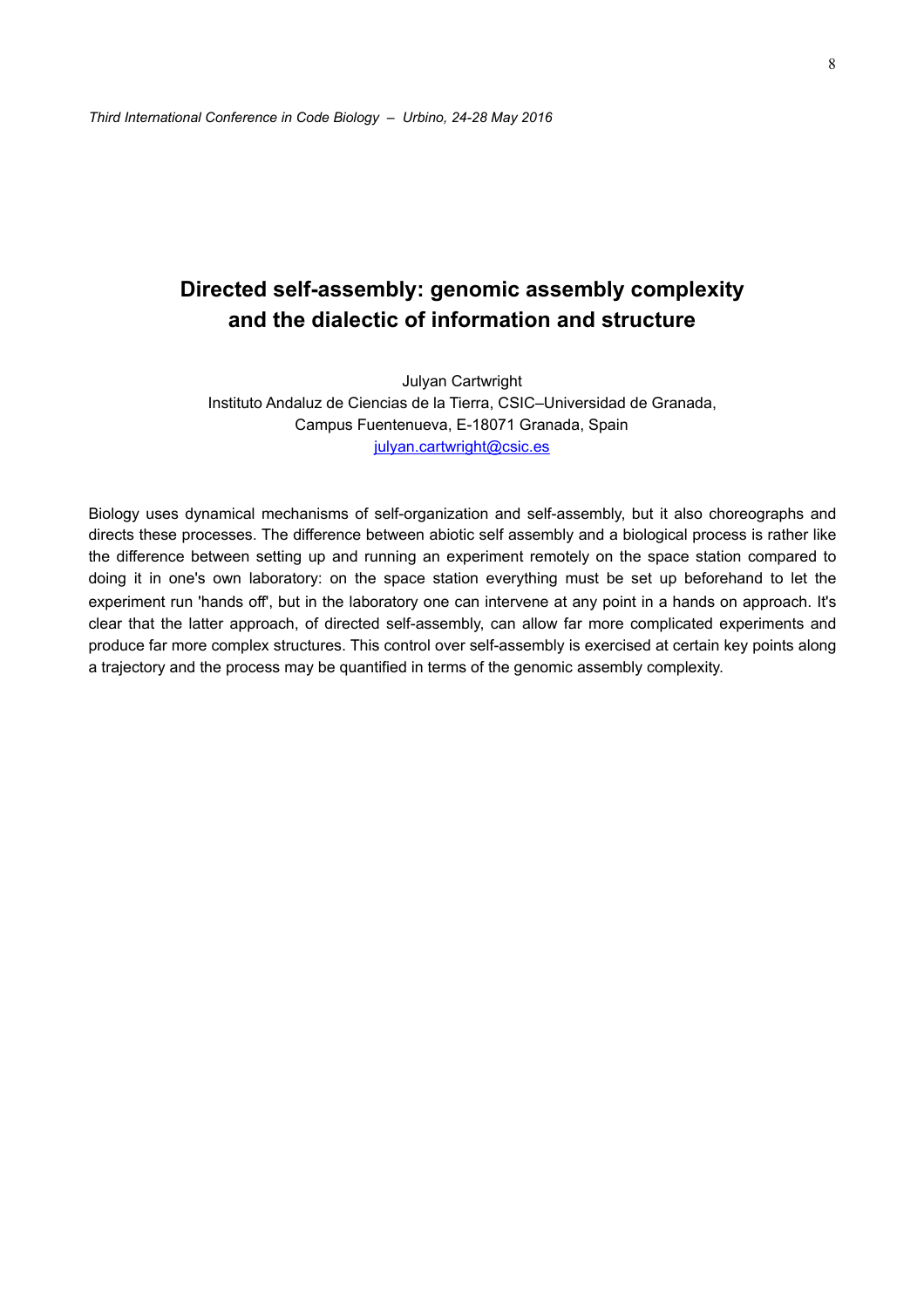# Directed self-assembly: genomic assembly complexity and the dialectic of information and structure

Julyan Cartwright
Instituto Andaluz de Ciencias de la Tierra, CSIC–Universidad de Granada,
Campus Fuentenueva, E-18071 Granada, Spain
julyan.cartwright@csic.es

Biology uses dynamical mechanisms of self-organization and self-assembly, but it also choreographs and directs these processes. The difference between abiotic self assembly and a biological process is rather like the difference between setting up and running an experiment remotely on the space station compared to doing it in one's own laboratory: on the space station everything must be set up beforehand to let the experiment run 'hands off', but in the laboratory one can intervene at any point in a hands on approach. It's clear that the latter approach, of directed self-assembly, can allow far more complicated experiments and produce far more complex structures. This control over self-assembly is exercised at certain key points along a trajectory and the process may be quantified in terms of the genomic assembly complexity.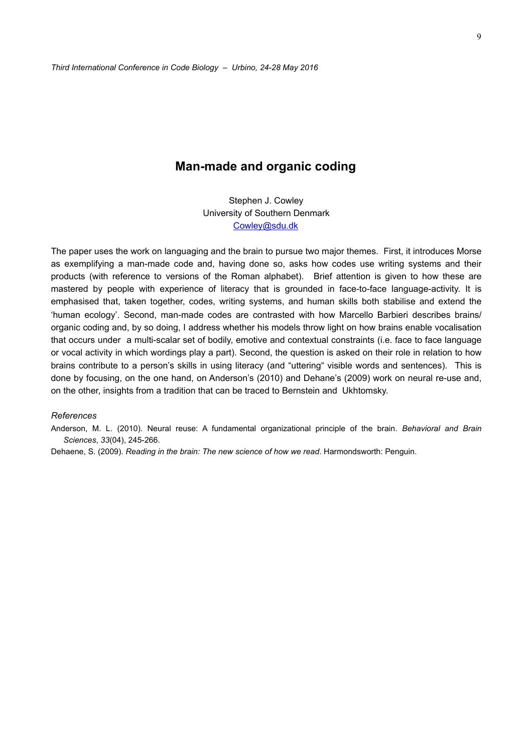# Man-made and organic coding

Stephen J. Cowley
University of Southern Denmark
Cowley@sdu.dk

The paper uses the work on languaging and the brain to pursue two major themes. First, it introduces Morse as exemplifying a man-made code and, having done so, asks how codes use writing systems and their products (with reference to versions of the Roman alphabet). Brief attention is given to how these are mastered by people with experience of literacy that is grounded in face-to-face language-activity. It is emphasised that, taken together, codes, writing systems, and human skills both stabilise and extend the 'human ecology'. Second, man-made codes are contrasted with how Marcello Barbieri describes brains/ organic coding and, by so doing, I address whether his models throw light on how brains enable vocalisation that occurs under a multi-scalar set of bodily, emotive and contextual constraints (i.e. face to face language or vocal activity in which wordings play a part). Second, the question is asked on their role in relation to how brains contribute to a person's skills in using literacy (and "uttering" visible words and sentences). This is done by focusing, on the one hand, on Anderson's (2010) and Dehane's (2009) work on neural re-use and, on the other, insights from a tradition that can be traced to Bernstein and Ukhtomsky.

*References*

Anderson, M. L. (2010). Neural reuse: A fundamental organizational principle of the brain. *Behavioral and Brain Sciences*, *33*(04), 245-266.

Dehaene, S. (2009). *Reading in the brain: The new science of how we read*. Harmondsworth: Penguin.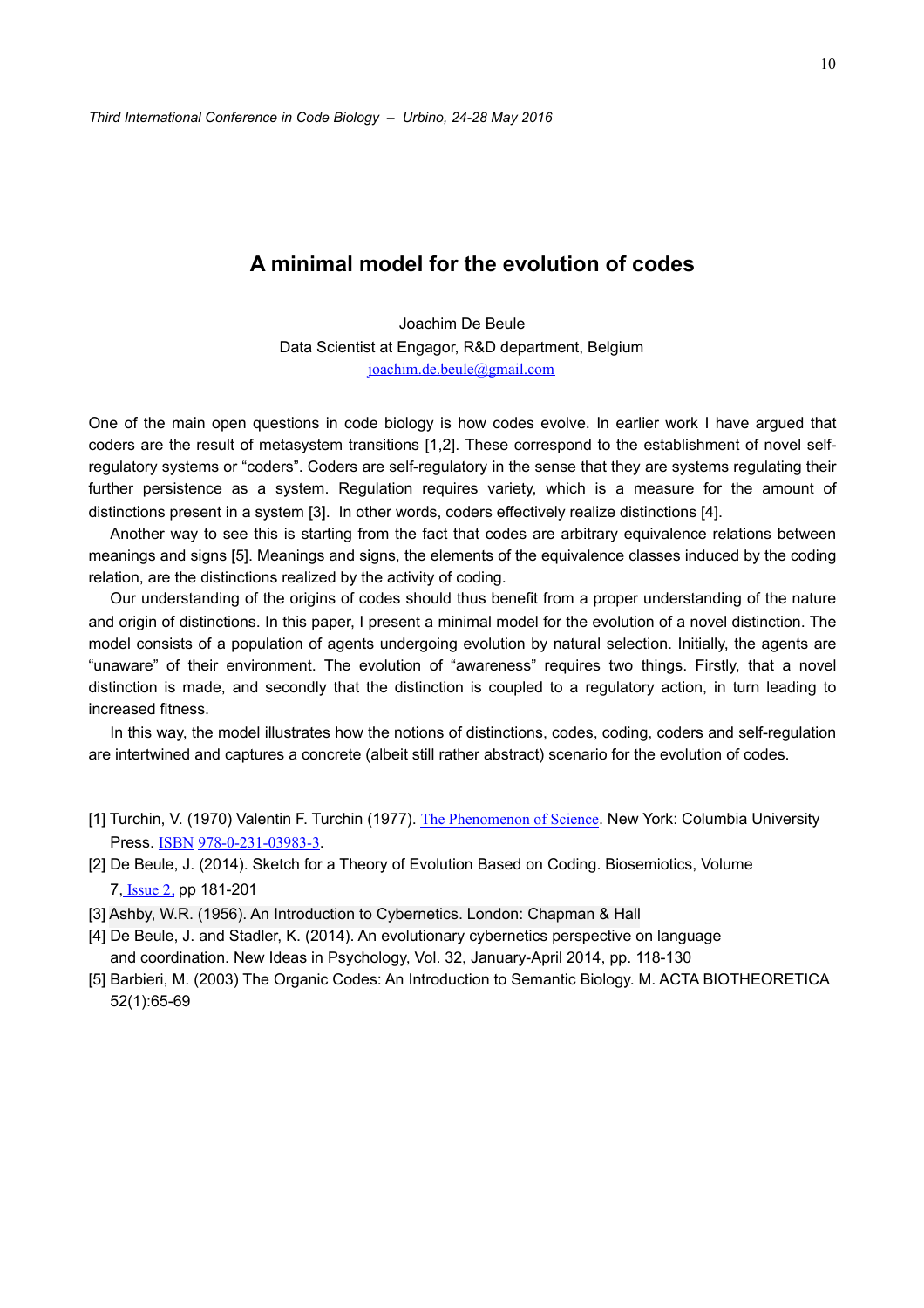# A minimal model for the evolution of codes

Joachim De Beule
Data Scientist at Engagor, R&D department, Belgium
joachim.de.beule@gmail.com

One of the main open questions in code biology is how codes evolve. In earlier work I have argued that coders are the result of metasystem transitions [1,2]. These correspond to the establishment of novel self-regulatory systems or "coders". Coders are self-regulatory in the sense that they are systems regulating their further persistence as a system. Regulation requires variety, which is a measure for the amount of distinctions present in a system [3]. In other words, coders effectively realize distinctions [4].

Another way to see this is starting from the fact that codes are arbitrary equivalence relations between meanings and signs [5]. Meanings and signs, the elements of the equivalence classes induced by the coding relation, are the distinctions realized by the activity of coding.

Our understanding of the origins of codes should thus benefit from a proper understanding of the nature and origin of distinctions. In this paper, I present a minimal model for the evolution of a novel distinction. The model consists of a population of agents undergoing evolution by natural selection. Initially, the agents are "unaware" of their environment. The evolution of "awareness" requires two things. Firstly, that a novel distinction is made, and secondly that the distinction is coupled to a regulatory action, in turn leading to increased fitness.

In this way, the model illustrates how the notions of distinctions, codes, coding, coders and self-regulation are intertwined and captures a concrete (albeit still rather abstract) scenario for the evolution of codes.

[1] Turchin, V. (1970) Valentin F. Turchin (1977). The Phenomenon of Science. New York: Columbia University Press. ISBN 978-0-231-03983-3.

[2] De Beule, J. (2014). Sketch for a Theory of Evolution Based on Coding. Biosemiotics, Volume 7, Issue 2, pp 181-201

[3] Ashby, W.R. (1956). An Introduction to Cybernetics. London: Chapman & Hall

[4] De Beule, J. and Stadler, K. (2014). An evolutionary cybernetics perspective on language and coordination. New Ideas in Psychology, Vol. 32, January-April 2014, pp. 118-130

[5] Barbieri, M. (2003) The Organic Codes: An Introduction to Semantic Biology. M. ACTA BIOTHEORETICA 52(1):65-69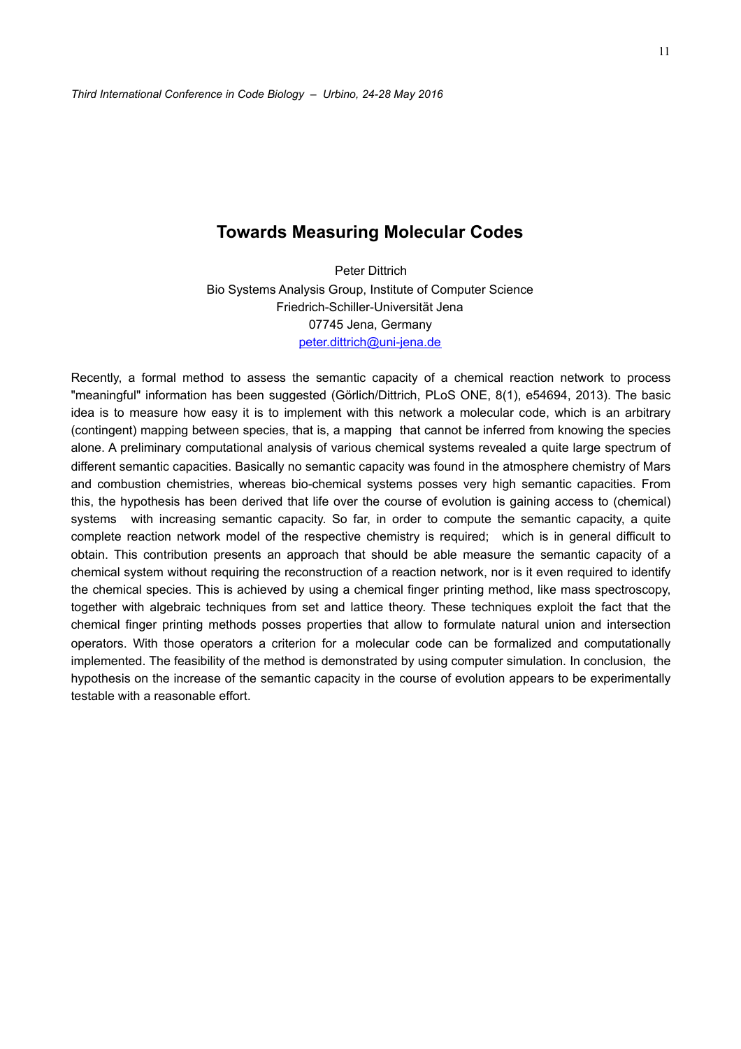# Towards Measuring Molecular Codes

Peter Dittrich
Bio Systems Analysis Group, Institute of Computer Science
Friedrich-Schiller-Universität Jena
07745 Jena, Germany
peter.dittrich@uni-jena.de

Recently, a formal method to assess the semantic capacity of a chemical reaction network to process "meaningful" information has been suggested (Görlich/Dittrich, PLoS ONE, 8(1), e54694, 2013). The basic idea is to measure how easy it is to implement with this network a molecular code, which is an arbitrary (contingent) mapping between species, that is, a mapping that cannot be inferred from knowing the species alone. A preliminary computational analysis of various chemical systems revealed a quite large spectrum of different semantic capacities. Basically no semantic capacity was found in the atmosphere chemistry of Mars and combustion chemistries, whereas bio-chemical systems posses very high semantic capacities. From this, the hypothesis has been derived that life over the course of evolution is gaining access to (chemical) systems with increasing semantic capacity. So far, in order to compute the semantic capacity, a quite complete reaction network model of the respective chemistry is required; which is in general difficult to obtain. This contribution presents an approach that should be able measure the semantic capacity of a chemical system without requiring the reconstruction of a reaction network, nor is it even required to identify the chemical species. This is achieved by using a chemical finger printing method, like mass spectroscopy, together with algebraic techniques from set and lattice theory. These techniques exploit the fact that the chemical finger printing methods posses properties that allow to formulate natural union and intersection operators. With those operators a criterion for a molecular code can be formalized and computationally implemented. The feasibility of the method is demonstrated by using computer simulation. In conclusion, the hypothesis on the increase of the semantic capacity in the course of evolution appears to be experimentally testable with a reasonable effort.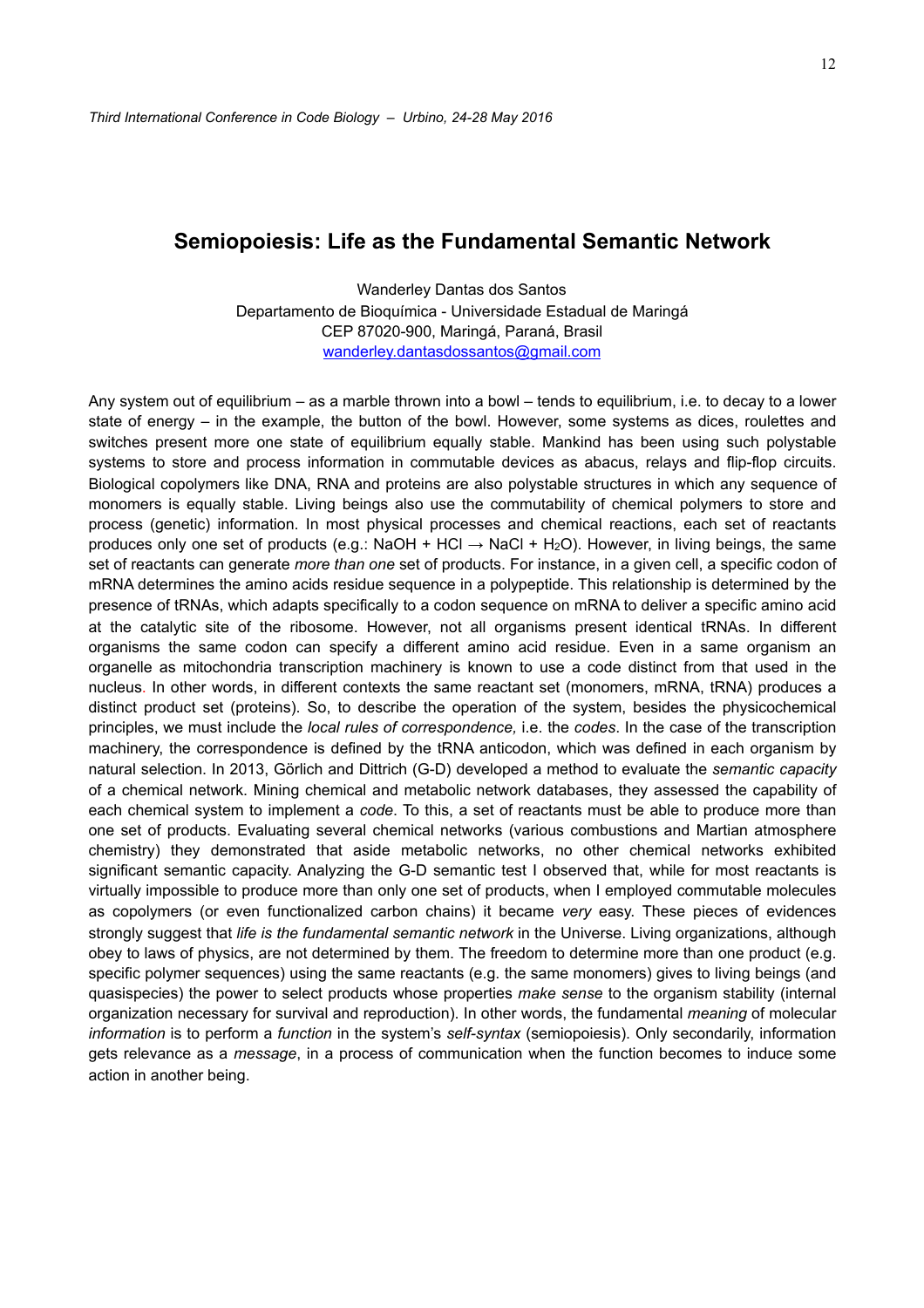# Semiopoiesis: Life as the Fundamental Semantic Network

Wanderley Dantas dos Santos
Departamento de Bioquímica - Universidade Estadual de Maringá
CEP 87020-900, Maringá, Paraná, Brasil
wanderley.dantasdossantos@gmail.com

Any system out of equilibrium – as a marble thrown into a bowl – tends to equilibrium, i.e. to decay to a lower state of energy – in the example, the button of the bowl. However, some systems as dices, roulettes and switches present more one state of equilibrium equally stable. Mankind has been using such polystable systems to store and process information in commutable devices as abacus, relays and flip-flop circuits. Biological copolymers like DNA, RNA and proteins are also polystable structures in which any sequence of monomers is equally stable. Living beings also use the commutability of chemical polymers to store and process (genetic) information. In most physical processes and chemical reactions, each set of reactants produces only one set of products (e.g.: $NaOH + HCl \rightarrow NaCl + H_2O$). However, in living beings, the same set of reactants can generate *more than one* set of products. For instance, in a given cell, a specific codon of mRNA determines the amino acids residue sequence in a polypeptide. This relationship is determined by the presence of tRNAs, which adapts specifically to a codon sequence on mRNA to deliver a specific amino acid at the catalytic site of the ribosome. However, not all organisms present identical tRNAs. In different organisms the same codon can specify a different amino acid residue. Even in a same organism an organelle as mitochondria transcription machinery is known to use a code distinct from that used in the nucleus. In other words, in different contexts the same reactant set (monomers, mRNA, tRNA) produces a distinct product set (proteins). So, to describe the operation of the system, besides the physicochemical principles, we must include the *local rules of correspondence,* i.e. the *codes*. In the case of the transcription machinery, the correspondence is defined by the tRNA anticodon, which was defined in each organism by natural selection. In 2013, Görlich and Dittrich (G-D) developed a method to evaluate the *semantic capacity* of a chemical network. Mining chemical and metabolic network databases, they assessed the capability of each chemical system to implement a *code*. To this, a set of reactants must be able to produce more than one set of products. Evaluating several chemical networks (various combustions and Martian atmosphere chemistry) they demonstrated that aside metabolic networks, no other chemical networks exhibited significant semantic capacity. Analyzing the G-D semantic test I observed that, while for most reactants is virtually impossible to produce more than only one set of products, when I employed commutable molecules as copolymers (or even functionalized carbon chains) it became *very* easy. These pieces of evidences strongly suggest that *life is the fundamental semantic network* in the Universe. Living organizations, although obey to laws of physics, are not determined by them. The freedom to determine more than one product (e.g. specific polymer sequences) using the same reactants (e.g. the same monomers) gives to living beings (and quasispecies) the power to select products whose properties *make sense* to the organism stability (internal organization necessary for survival and reproduction). In other words, the fundamental *meaning* of molecular *information* is to perform a *function* in the system's *self-syntax* (semiopoiesis). Only secondarily, information gets relevance as a *message*, in a process of communication when the function becomes to induce some action in another being.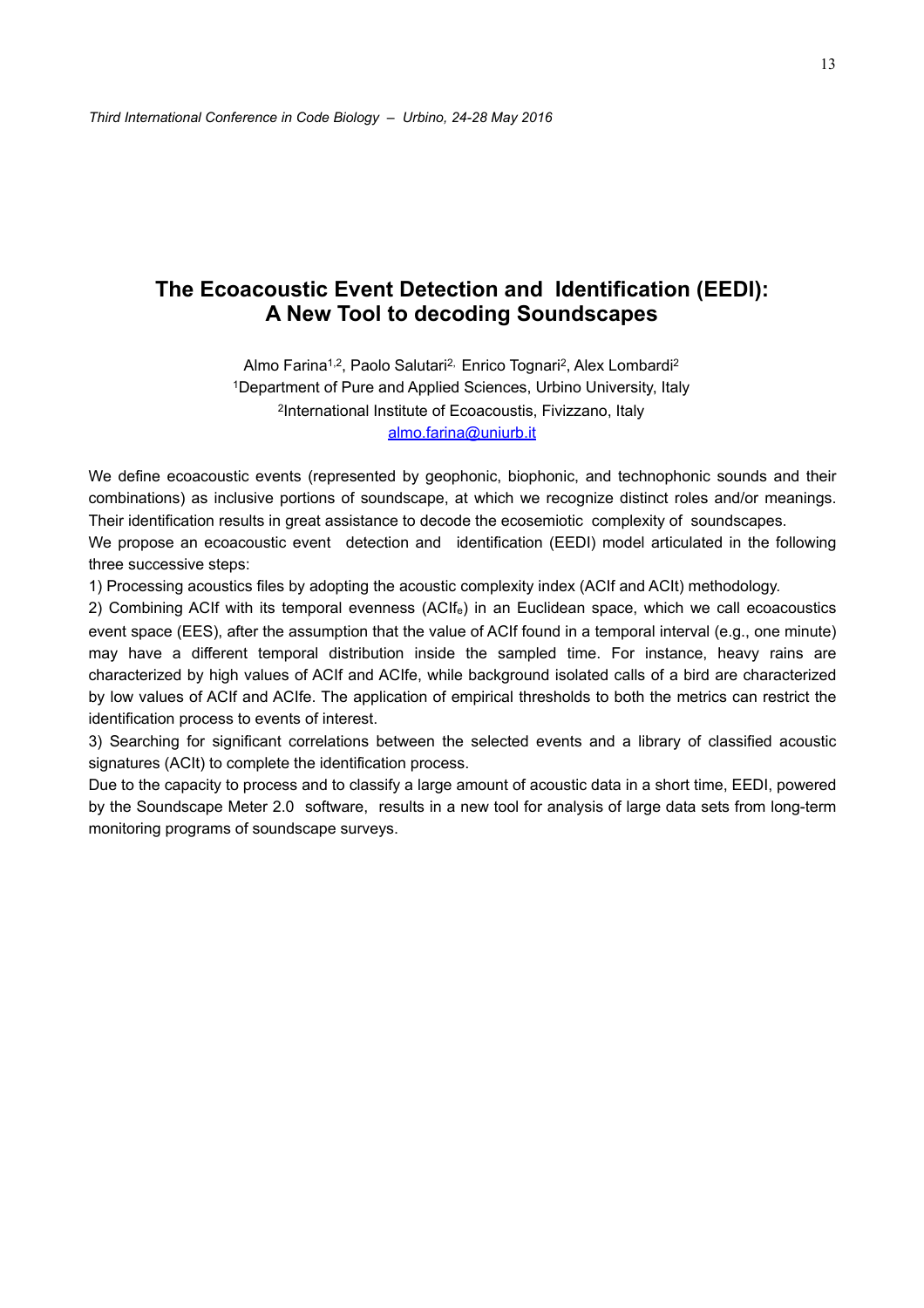# The Ecoacoustic Event Detection and Identification (EEDI): A New Tool to decoding Soundscapes

Almo Farina[1,2], Paolo Salutari[2], Enrico Tognari[2], Alex Lombardi[2]

[1]Department of Pure and Applied Sciences, Urbino University, Italy

[2]International Institute of Ecoacoustis, Fivizzano, Italy

almo.farina@uniurb.it

We define ecoacoustic events (represented by geophonic, biophonic, and technophonic sounds and their combinations) as inclusive portions of soundscape, at which we recognize distinct roles and/or meanings. Their identification results in great assistance to decode the ecosemiotic complexity of soundscapes.

We propose an ecoacoustic event detection and identification (EEDI) model articulated in the following three successive steps:

1) Processing acoustics files by adopting the acoustic complexity index (ACIf and ACIt) methodology.

2) Combining ACIf with its temporal evenness ($ACIf_e$) in an Euclidean space, which we call ecoacoustics event space (EES), after the assumption that the value of ACIf found in a temporal interval (e.g., one minute) may have a different temporal distribution inside the sampled time. For instance, heavy rains are characterized by high values of ACIf and ACIfe, while background isolated calls of a bird are characterized by low values of ACIf and ACIfe. The application of empirical thresholds to both the metrics can restrict the identification process to events of interest.

3) Searching for significant correlations between the selected events and a library of classified acoustic signatures (ACIt) to complete the identification process.

Due to the capacity to process and to classify a large amount of acoustic data in a short time, EEDI, powered by the Soundscape Meter 2.0 software, results in a new tool for analysis of large data sets from long-term monitoring programs of soundscape surveys.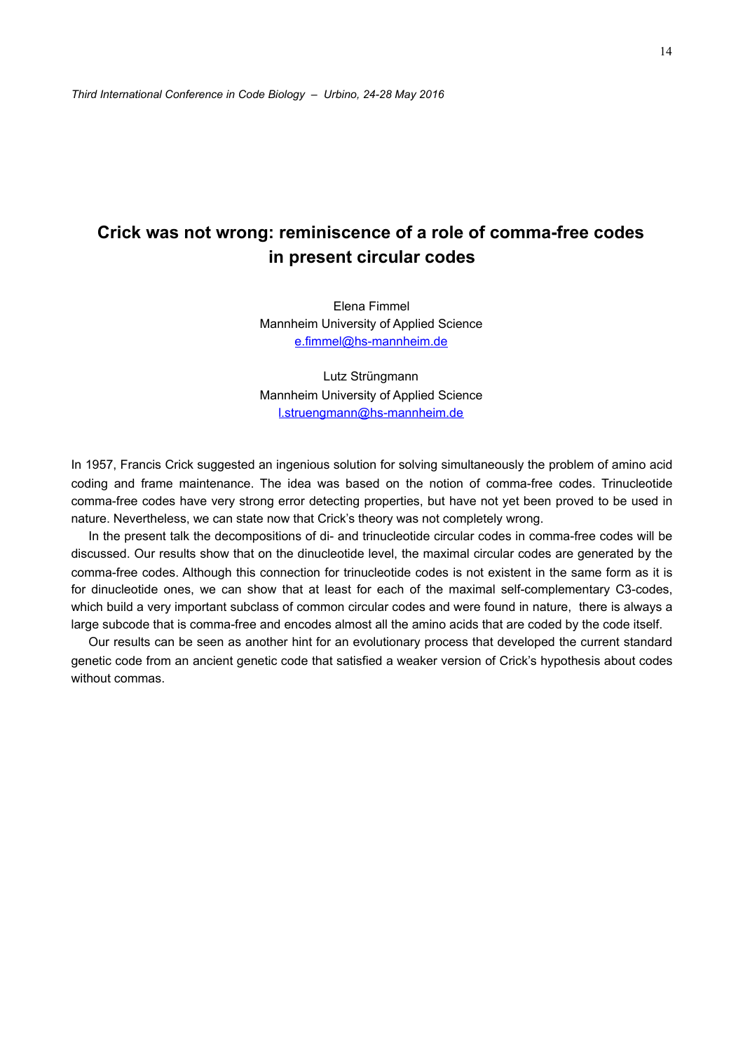# Crick was not wrong: reminiscence of a role of comma-free codes in present circular codes

Elena Fimmel
Mannheim University of Applied Science
e.fimmel@hs-mannheim.de

Lutz Strüngmann
Mannheim University of Applied Science
l.struengmann@hs-mannheim.de

In 1957, Francis Crick suggested an ingenious solution for solving simultaneously the problem of amino acid coding and frame maintenance. The idea was based on the notion of comma-free codes. Trinucleotide comma-free codes have very strong error detecting properties, but have not yet been proved to be used in nature. Nevertheless, we can state now that Crick's theory was not completely wrong.

In the present talk the decompositions of di- and trinucleotide circular codes in comma-free codes will be discussed. Our results show that on the dinucleotide level, the maximal circular codes are generated by the comma-free codes. Although this connection for trinucleotide codes is not existent in the same form as it is for dinucleotide ones, we can show that at least for each of the maximal self-complementary C3-codes, which build a very important subclass of common circular codes and were found in nature, there is always a large subcode that is comma-free and encodes almost all the amino acids that are coded by the code itself.

Our results can be seen as another hint for an evolutionary process that developed the current standard genetic code from an ancient genetic code that satisfied a weaker version of Crick's hypothesis about codes without commas.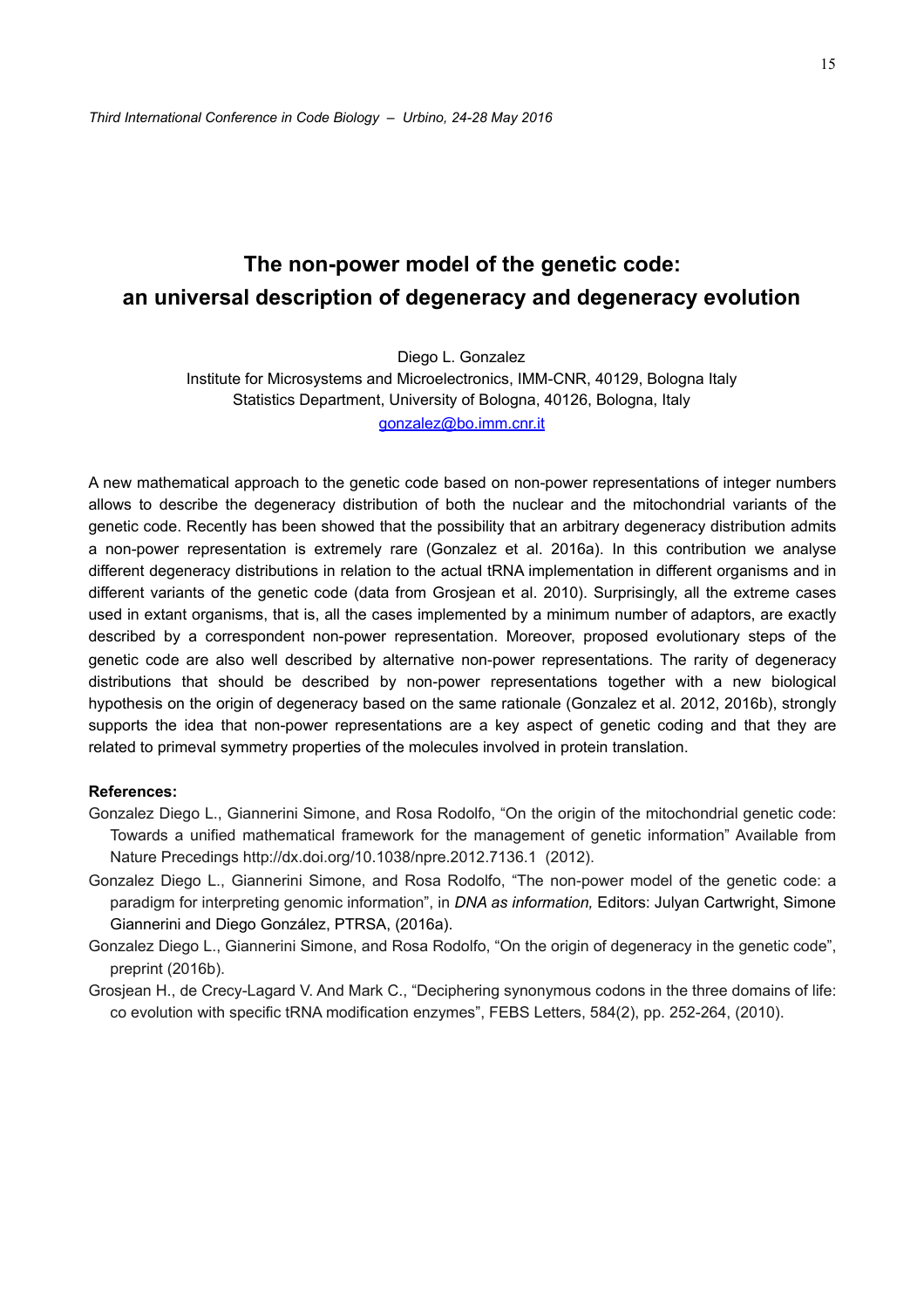# The non-power model of the genetic code: an universal description of degeneracy and degeneracy evolution

Diego L. Gonzalez

Institute for Microsystems and Microelectronics, IMM-CNR, 40129, Bologna Italy

Statistics Department, University of Bologna, 40126, Bologna, Italy

gonzalez@bo.imm.cnr.it

A new mathematical approach to the genetic code based on non-power representations of integer numbers allows to describe the degeneracy distribution of both the nuclear and the mitochondrial variants of the genetic code. Recently has been showed that the possibility that an arbitrary degeneracy distribution admits a non-power representation is extremely rare (Gonzalez et al. 2016a). In this contribution we analyse different degeneracy distributions in relation to the actual tRNA implementation in different organisms and in different variants of the genetic code (data from Grosjean et al. 2010). Surprisingly, all the extreme cases used in extant organisms, that is, all the cases implemented by a minimum number of adaptors, are exactly described by a correspondent non-power representation. Moreover, proposed evolutionary steps of the genetic code are also well described by alternative non-power representations. The rarity of degeneracy distributions that should be described by non-power representations together with a new biological hypothesis on the origin of degeneracy based on the same rationale (Gonzalez et al. 2012, 2016b), strongly supports the idea that non-power representations are a key aspect of genetic coding and that they are related to primeval symmetry properties of the molecules involved in protein translation.

**References:**

Gonzalez Diego L., Giannerini Simone, and Rosa Rodolfo, “On the origin of the mitochondrial genetic code: Towards a unified mathematical framework for the management of genetic information” Available from Nature Precedings http://dx.doi.org/10.1038/npre.2012.7136.1 (2012).

Gonzalez Diego L., Giannerini Simone, and Rosa Rodolfo, “The non-power model of the genetic code: a paradigm for interpreting genomic information”, in *DNA as information,* Editors: Julyan Cartwright, Simone Giannerini and Diego González, PTRSA, (2016a).

Gonzalez Diego L., Giannerini Simone, and Rosa Rodolfo, “On the origin of degeneracy in the genetic code”, preprint (2016b).

Grosjean H., de Crecy-Lagard V. And Mark C., “Deciphering synonymous codons in the three domains of life: co evolution with specific tRNA modification enzymes”, FEBS Letters, 584(2), pp. 252-264, (2010).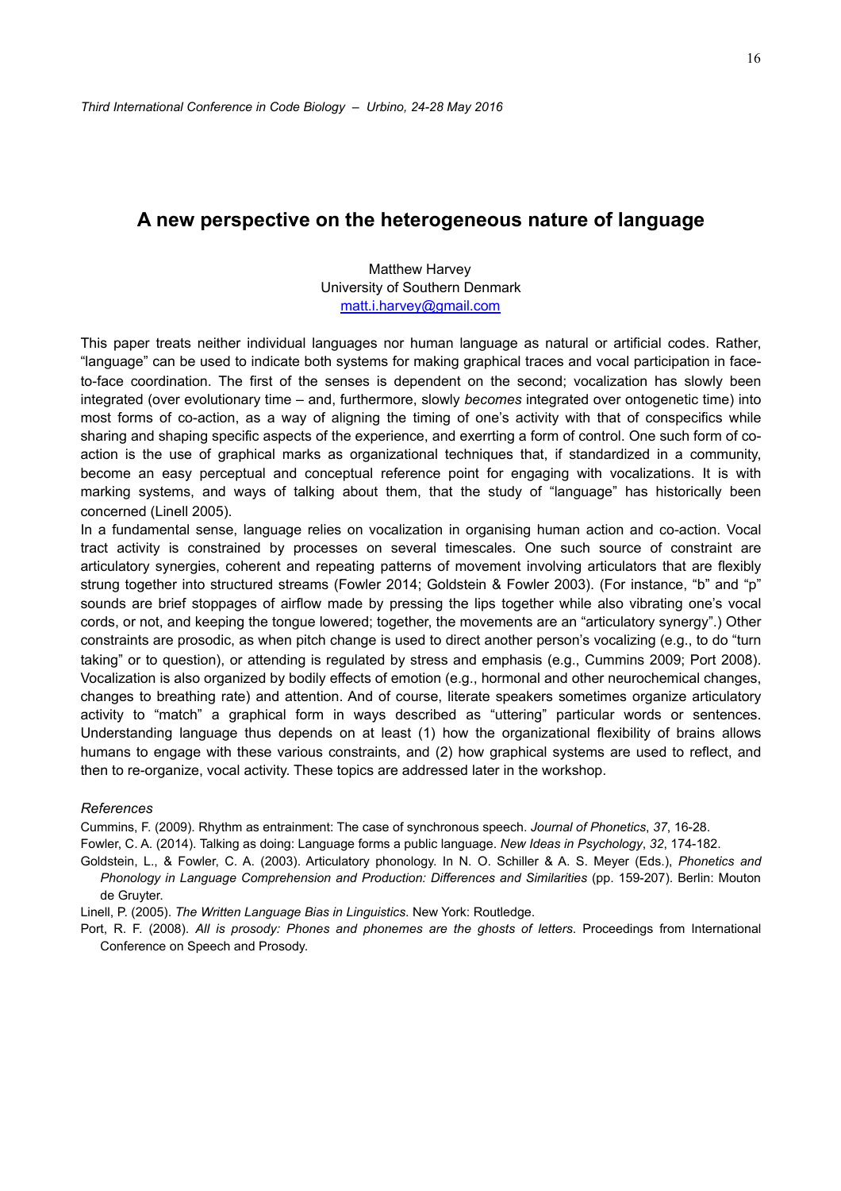# A new perspective on the heterogeneous nature of language

Matthew Harvey
University of Southern Denmark
matt.i.harvey@gmail.com

This paper treats neither individual languages nor human language as natural or artificial codes. Rather, "language" can be used to indicate both systems for making graphical traces and vocal participation in face-to-face coordination. The first of the senses is dependent on the second; vocalization has slowly been integrated (over evolutionary time – and, furthermore, slowly *becomes* integrated over ontogenetic time) into most forms of co-action, as a way of aligning the timing of one's activity with that of conspecifics while sharing and shaping specific aspects of the experience, and exerrting a form of control. One such form of co-action is the use of graphical marks as organizational techniques that, if standardized in a community, become an easy perceptual and conceptual reference point for engaging with vocalizations. It is with marking systems, and ways of talking about them, that the study of "language" has historically been concerned (Linell 2005).

In a fundamental sense, language relies on vocalization in organising human action and co-action. Vocal tract activity is constrained by processes on several timescales. One such source of constraint are articulatory synergies, coherent and repeating patterns of movement involving articulators that are flexibly strung together into structured streams (Fowler 2014; Goldstein & Fowler 2003). (For instance, "b" and "p" sounds are brief stoppages of airflow made by pressing the lips together while also vibrating one's vocal cords, or not, and keeping the tongue lowered; together, the movements are an "articulatory synergy".) Other constraints are prosodic, as when pitch change is used to direct another person's vocalizing (e.g., to do "turn taking" or to question), or attending is regulated by stress and emphasis (e.g., Cummins 2009; Port 2008). Vocalization is also organized by bodily effects of emotion (e.g., hormonal and other neurochemical changes, changes to breathing rate) and attention. And of course, literate speakers sometimes organize articulatory activity to "match" a graphical form in ways described as "uttering" particular words or sentences. Understanding language thus depends on at least (1) how the organizational flexibility of brains allows humans to engage with these various constraints, and (2) how graphical systems are used to reflect, and then to re-organize, vocal activity. These topics are addressed later in the workshop.

*References*

Cummins, F. (2009). Rhythm as entrainment: The case of synchronous speech. *Journal of Phonetics*, *37*, 16-28.

Fowler, C. A. (2014). Talking as doing: Language forms a public language. *New Ideas in Psychology*, *32*, 174-182.

Goldstein, L., & Fowler, C. A. (2003). Articulatory phonology. In N. O. Schiller & A. S. Meyer (Eds.), *Phonetics and Phonology in Language Comprehension and Production: Differences and Similarities* (pp. 159-207). Berlin: Mouton de Gruyter.

Linell, P. (2005). *The Written Language Bias in Linguistics*. New York: Routledge.

Port, R. F. (2008). *All is prosody: Phones and phonemes are the ghosts of letters*. Proceedings from International Conference on Speech and Prosody.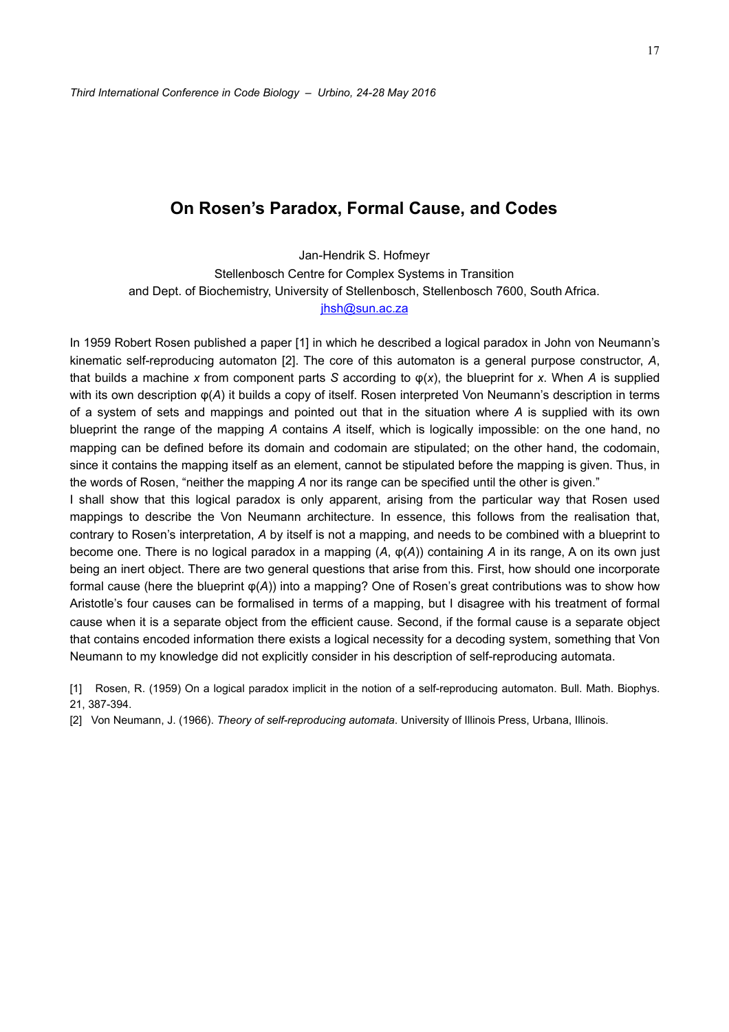# On Rosen's Paradox, Formal Cause, and Codes

Jan-Hendrik S. Hofmeyr

Stellenbosch Centre for Complex Systems in Transition
and Dept. of Biochemistry, University of Stellenbosch, Stellenbosch 7600, South Africa.
jhsh@sun.ac.za

In 1959 Robert Rosen published a paper [1] in which he described a logical paradox in John von Neumann's kinematic self-reproducing automaton [2]. The core of this automaton is a general purpose constructor, $A$, that builds a machine $x$ from component parts $S$ according to $\varphi(x)$, the blueprint for $x$. When $A$ is supplied with its own description $\varphi(A)$ it builds a copy of itself. Rosen interpreted Von Neumann's description in terms of a system of sets and mappings and pointed out that in the situation where $A$ is supplied with its own blueprint the range of the mapping $A$ contains $A$ itself, which is logically impossible: on the one hand, no mapping can be defined before its domain and codomain are stipulated; on the other hand, the codomain, since it contains the mapping itself as an element, cannot be stipulated before the mapping is given. Thus, in the words of Rosen, "neither the mapping $A$ nor its range can be specified until the other is given."

I shall show that this logical paradox is only apparent, arising from the particular way that Rosen used mappings to describe the Von Neumann architecture. In essence, this follows from the realisation that, contrary to Rosen's interpretation, $A$ by itself is not a mapping, and needs to be combined with a blueprint to become one. There is no logical paradox in a mapping $(A, \varphi(A))$ containing $A$ in its range, A on its own just being an inert object. There are two general questions that arise from this. First, how should one incorporate formal cause (here the blueprint $\varphi(A)$) into a mapping? One of Rosen's great contributions was to show how Aristotle's four causes can be formalised in terms of a mapping, but I disagree with his treatment of formal cause when it is a separate object from the efficient cause. Second, if the formal cause is a separate object that contains encoded information there exists a logical necessity for a decoding system, something that Von Neumann to my knowledge did not explicitly consider in his description of self-reproducing automata.

[1] Rosen, R. (1959) On a logical paradox implicit in the notion of a self-reproducing automaton. Bull. Math. Biophys. 21, 387-394.

[2] Von Neumann, J. (1966). *Theory of self-reproducing automata*. University of Illinois Press, Urbana, Illinois.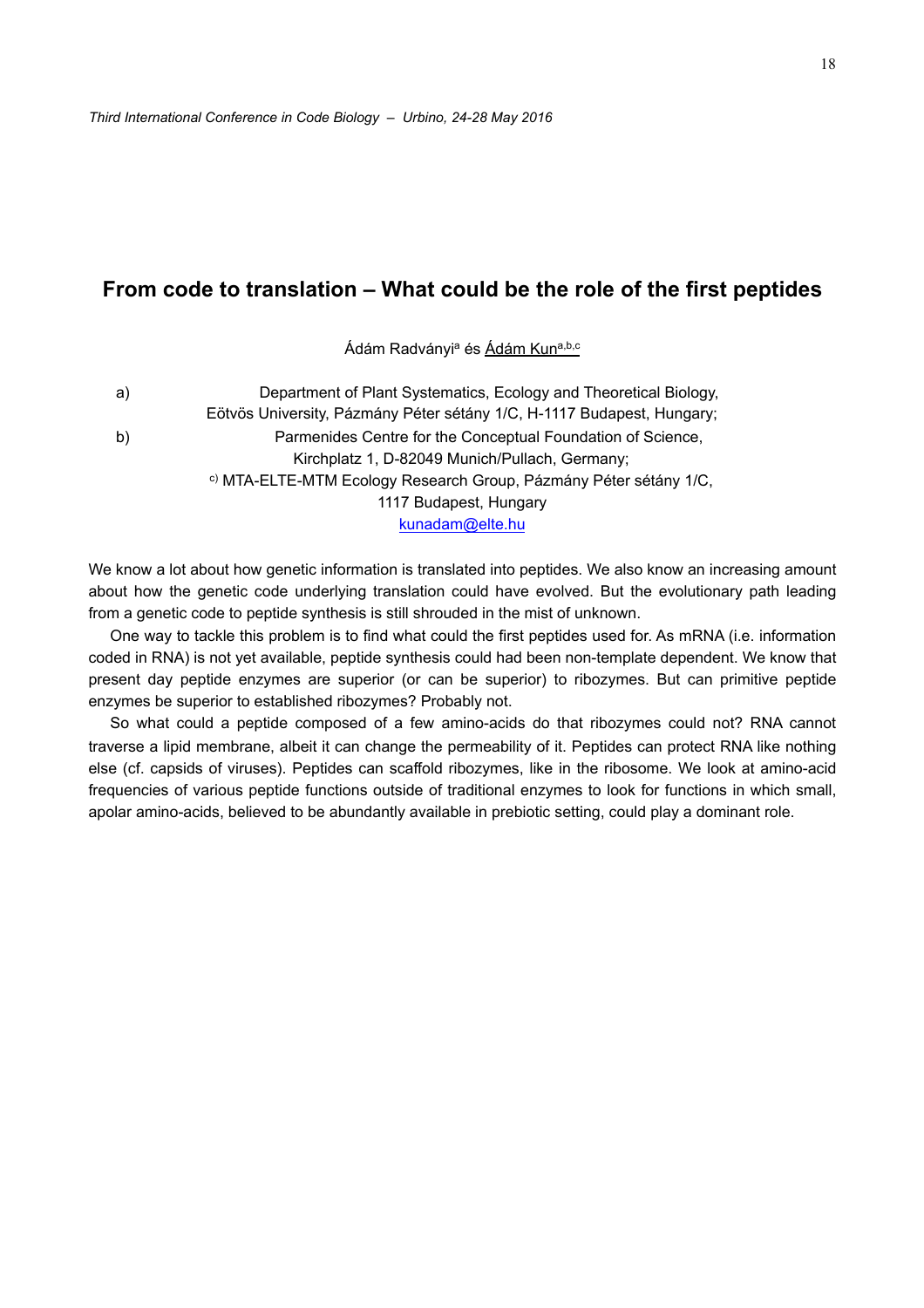# From code to translation – What could be the role of the first peptides

Ádám Radványi[a] és Ádám Kun[a,b,c]

a) Department of Plant Systematics, Ecology and Theoretical Biology, Eötvös University, Pázmány Péter sétány 1/C, H-1117 Budapest, Hungary;

b) Parmenides Centre for the Conceptual Foundation of Science, Kirchplatz 1, D-82049 Munich/Pullach, Germany;

c) MTA-ELTE-MTM Ecology Research Group, Pázmány Péter sétány 1/C, 1117 Budapest, Hungary

kunadam@elte.hu

We know a lot about how genetic information is translated into peptides. We also know an increasing amount about how the genetic code underlying translation could have evolved. But the evolutionary path leading from a genetic code to peptide synthesis is still shrouded in the mist of unknown.

One way to tackle this problem is to find what could the first peptides used for. As mRNA (i.e. information coded in RNA) is not yet available, peptide synthesis could had been non-template dependent. We know that present day peptide enzymes are superior (or can be superior) to ribozymes. But can primitive peptide enzymes be superior to established ribozymes? Probably not.

So what could a peptide composed of a few amino-acids do that ribozymes could not? RNA cannot traverse a lipid membrane, albeit it can change the permeability of it. Peptides can protect RNA like nothing else (cf. capsids of viruses). Peptides can scaffold ribozymes, like in the ribosome. We look at amino-acid frequencies of various peptide functions outside of traditional enzymes to look for functions in which small, apolar amino-acids, believed to be abundantly available in prebiotic setting, could play a dominant role.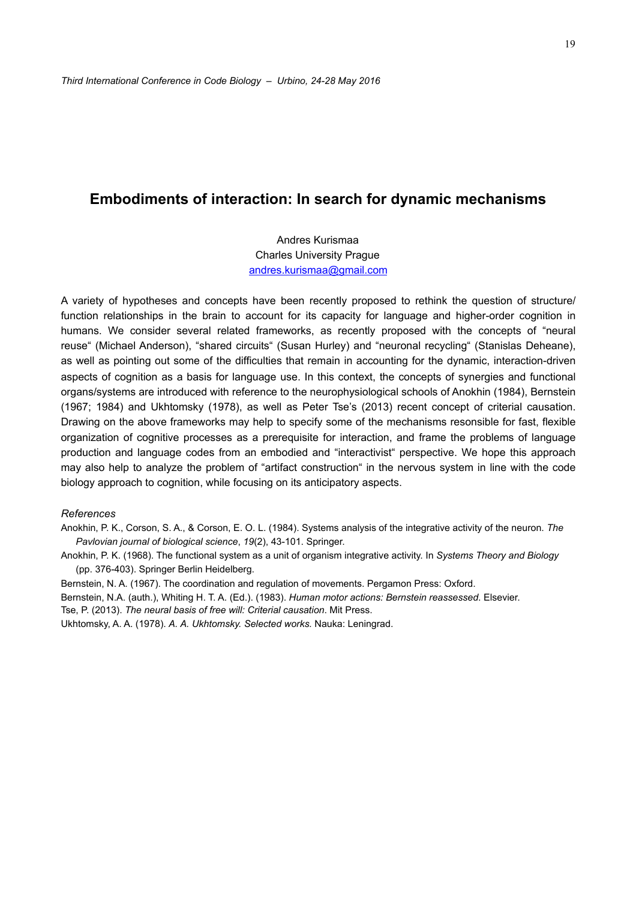# Embodiments of interaction: In search for dynamic mechanisms

Andres Kurismaa
Charles University Prague
andres.kurismaa@gmail.com

A variety of hypotheses and concepts have been recently proposed to rethink the question of structure/function relationships in the brain to account for its capacity for language and higher-order cognition in humans. We consider several related frameworks, as recently proposed with the concepts of "neural reuse" (Michael Anderson), "shared circuits" (Susan Hurley) and "neuronal recycling" (Stanislas Deheane), as well as pointing out some of the difficulties that remain in accounting for the dynamic, interaction-driven aspects of cognition as a basis for language use. In this context, the concepts of synergies and functional organs/systems are introduced with reference to the neurophysiological schools of Anokhin (1984), Bernstein (1967; 1984) and Ukhtomsky (1978), as well as Peter Tse's (2013) recent concept of criterial causation. Drawing on the above frameworks may help to specify some of the mechanisms resonsible for fast, flexible organization of cognitive processes as a prerequisite for interaction, and frame the problems of language production and language codes from an embodied and "interactivist" perspective. We hope this approach may also help to analyze the problem of "artifact construction" in the nervous system in line with the code biology approach to cognition, while focusing on its anticipatory aspects.

*References*

Anokhin, P. K., Corson, S. A., & Corson, E. O. L. (1984). Systems analysis of the integrative activity of the neuron. *The Pavlovian journal of biological science*, *19*(2), 43-101. Springer.

Anokhin, P. K. (1968). The functional system as a unit of organism integrative activity. In *Systems Theory and Biology* (pp. 376-403). Springer Berlin Heidelberg.

Bernstein, N. A. (1967). The coordination and regulation of movements. Pergamon Press: Oxford.

Bernstein, N.A. (auth.), Whiting H. T. A. (Ed.). (1983). *Human motor actions: Bernstein reassessed*. Elsevier.

Tse, P. (2013). *The neural basis of free will: Criterial causation*. Mit Press.

Ukhtomsky, A. A. (1978). *A. A. Ukhtomsky. Selected works.* Nauka: Leningrad.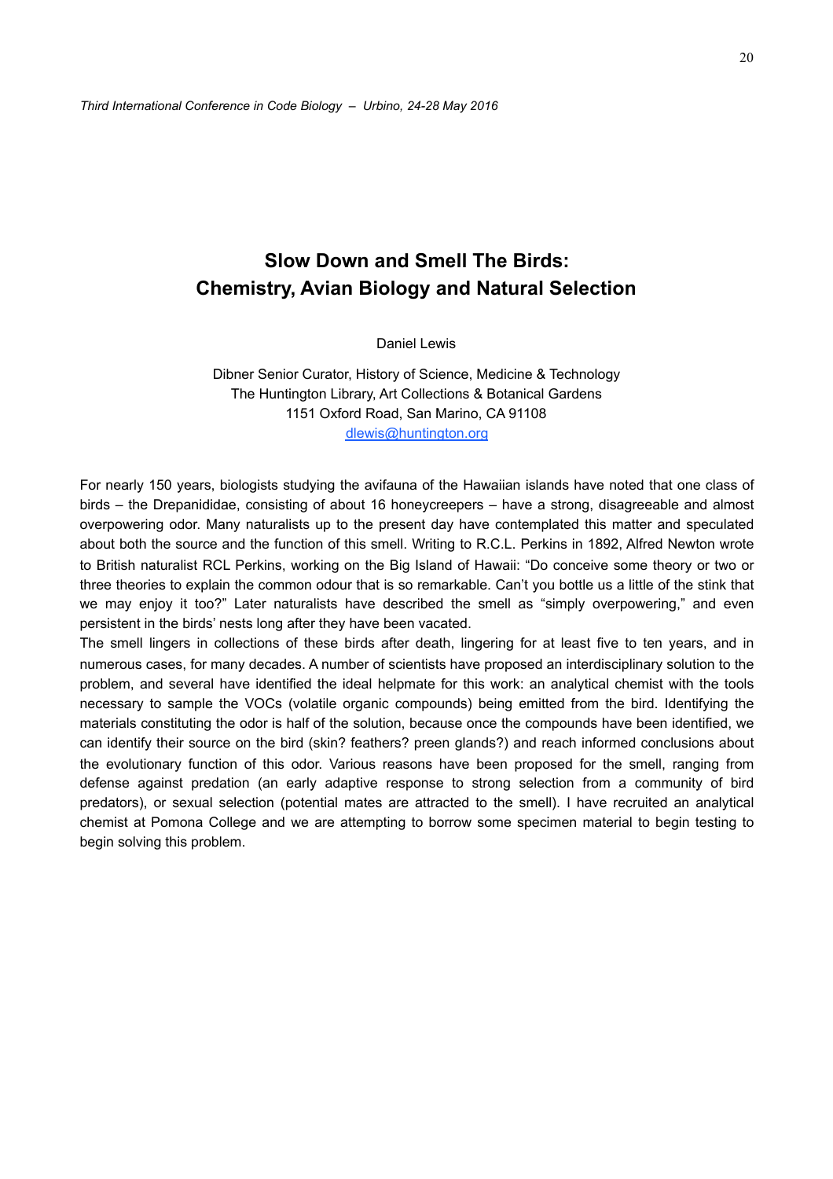# Slow Down and Smell The Birds: Chemistry, Avian Biology and Natural Selection

Daniel Lewis

Dibner Senior Curator, History of Science, Medicine & Technology
The Huntington Library, Art Collections & Botanical Gardens
1151 Oxford Road, San Marino, CA 91108
dlewis@huntington.org

For nearly 150 years, biologists studying the avifauna of the Hawaiian islands have noted that one class of birds – the Drepanididae, consisting of about 16 honeycreepers – have a strong, disagreeable and almost overpowering odor. Many naturalists up to the present day have contemplated this matter and speculated about both the source and the function of this smell. Writing to R.C.L. Perkins in 1892, Alfred Newton wrote to British naturalist RCL Perkins, working on the Big Island of Hawaii: "Do conceive some theory or two or three theories to explain the common odour that is so remarkable. Can't you bottle us a little of the stink that we may enjoy it too?" Later naturalists have described the smell as "simply overpowering," and even persistent in the birds' nests long after they have been vacated.

The smell lingers in collections of these birds after death, lingering for at least five to ten years, and in numerous cases, for many decades. A number of scientists have proposed an interdisciplinary solution to the problem, and several have identified the ideal helpmate for this work: an analytical chemist with the tools necessary to sample the VOCs (volatile organic compounds) being emitted from the bird. Identifying the materials constituting the odor is half of the solution, because once the compounds have been identified, we can identify their source on the bird (skin? feathers? preen glands?) and reach informed conclusions about the evolutionary function of this odor. Various reasons have been proposed for the smell, ranging from defense against predation (an early adaptive response to strong selection from a community of bird predators), or sexual selection (potential mates are attracted to the smell). I have recruited an analytical chemist at Pomona College and we are attempting to borrow some specimen material to begin testing to begin solving this problem.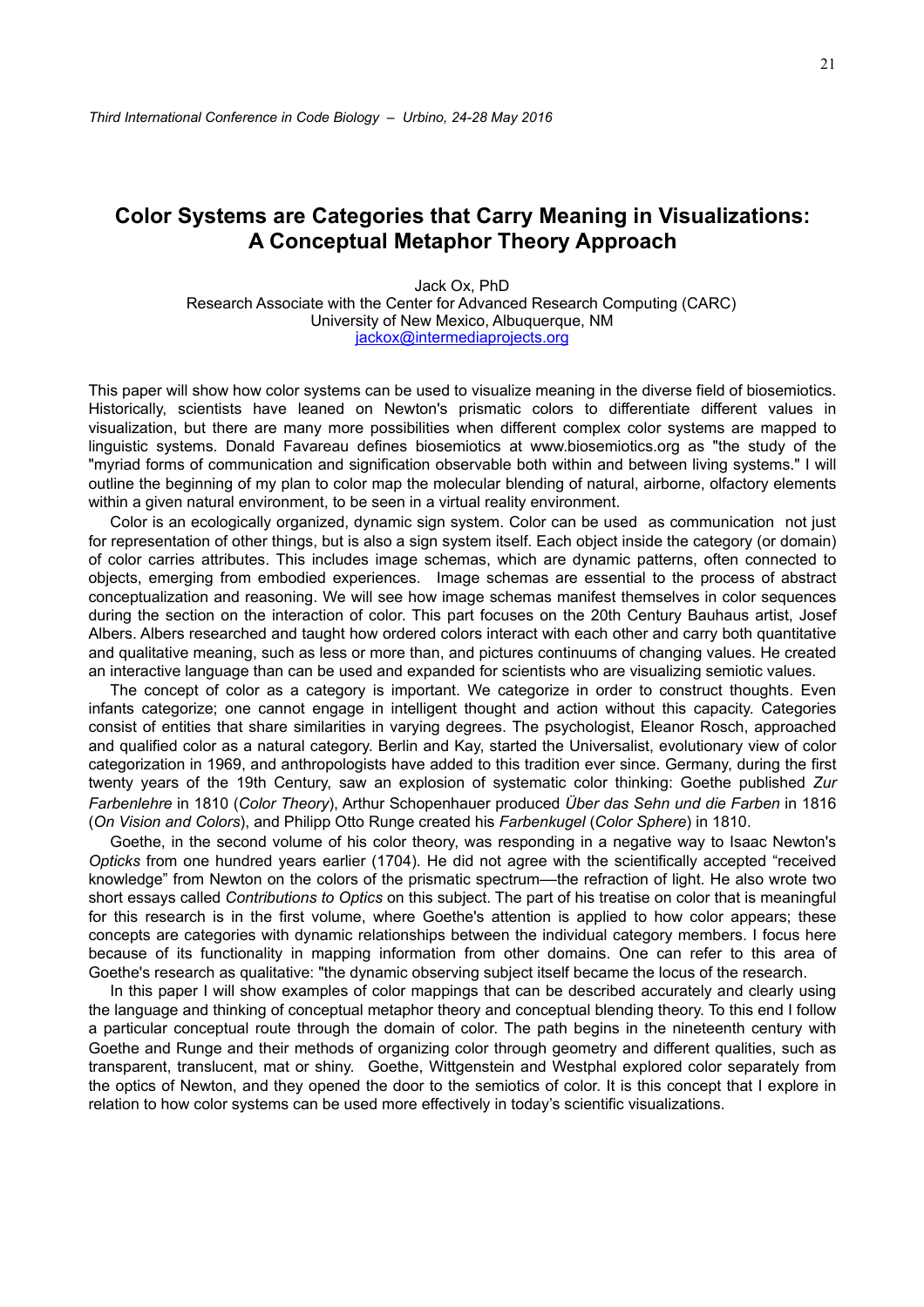# Color Systems are Categories that Carry Meaning in Visualizations: A Conceptual Metaphor Theory Approach

Jack Ox, PhD
Research Associate with the Center for Advanced Research Computing (CARC)
University of New Mexico, Albuquerque, NM
jackox@intermediaprojects.org

This paper will show how color systems can be used to visualize meaning in the diverse field of biosemiotics. Historically, scientists have leaned on Newton's prismatic colors to differentiate different values in visualization, but there are many more possibilities when different complex color systems are mapped to linguistic systems. Donald Favareau defines biosemiotics at www.biosemiotics.org as "the study of the "myriad forms of communication and signification observable both within and between living systems." I will outline the beginning of my plan to color map the molecular blending of natural, airborne, olfactory elements within a given natural environment, to be seen in a virtual reality environment.

Color is an ecologically organized, dynamic sign system. Color can be used as communication not just for representation of other things, but is also a sign system itself. Each object inside the category (or domain) of color carries attributes. This includes image schemas, which are dynamic patterns, often connected to objects, emerging from embodied experiences. Image schemas are essential to the process of abstract conceptualization and reasoning. We will see how image schemas manifest themselves in color sequences during the section on the interaction of color. This part focuses on the 20th Century Bauhaus artist, Josef Albers. Albers researched and taught how ordered colors interact with each other and carry both quantitative and qualitative meaning, such as less or more than, and pictures continuums of changing values. He created an interactive language than can be used and expanded for scientists who are visualizing semiotic values.

The concept of color as a category is important. We categorize in order to construct thoughts. Even infants categorize; one cannot engage in intelligent thought and action without this capacity. Categories consist of entities that share similarities in varying degrees. The psychologist, Eleanor Rosch, approached and qualified color as a natural category. Berlin and Kay, started the Universalist, evolutionary view of color categorization in 1969, and anthropologists have added to this tradition ever since. Germany, during the first twenty years of the 19th Century, saw an explosion of systematic color thinking: Goethe published *Zur Farbenlehre* in 1810 (*Color Theory*), Arthur Schopenhauer produced *Über das Sehn und die Farben* in 1816 (*On Vision and Colors*), and Philipp Otto Runge created his *Farbenkugel* (*Color Sphere*) in 1810.

Goethe, in the second volume of his color theory, was responding in a negative way to Isaac Newton's *Opticks* from one hundred years earlier (1704). He did not agree with the scientifically accepted "received knowledge" from Newton on the colors of the prismatic spectrum—the refraction of light. He also wrote two short essays called *Contributions to Optics* on this subject. The part of his treatise on color that is meaningful for this research is in the first volume, where Goethe's attention is applied to how color appears; these concepts are categories with dynamic relationships between the individual category members. I focus here because of its functionality in mapping information from other domains. One can refer to this area of Goethe's research as qualitative: "the dynamic observing subject itself became the locus of the research.

In this paper I will show examples of color mappings that can be described accurately and clearly using the language and thinking of conceptual metaphor theory and conceptual blending theory. To this end I follow a particular conceptual route through the domain of color. The path begins in the nineteenth century with Goethe and Runge and their methods of organizing color through geometry and different qualities, such as transparent, translucent, mat or shiny. Goethe, Wittgenstein and Westphal explored color separately from the optics of Newton, and they opened the door to the semiotics of color. It is this concept that I explore in relation to how color systems can be used more effectively in today's scientific visualizations.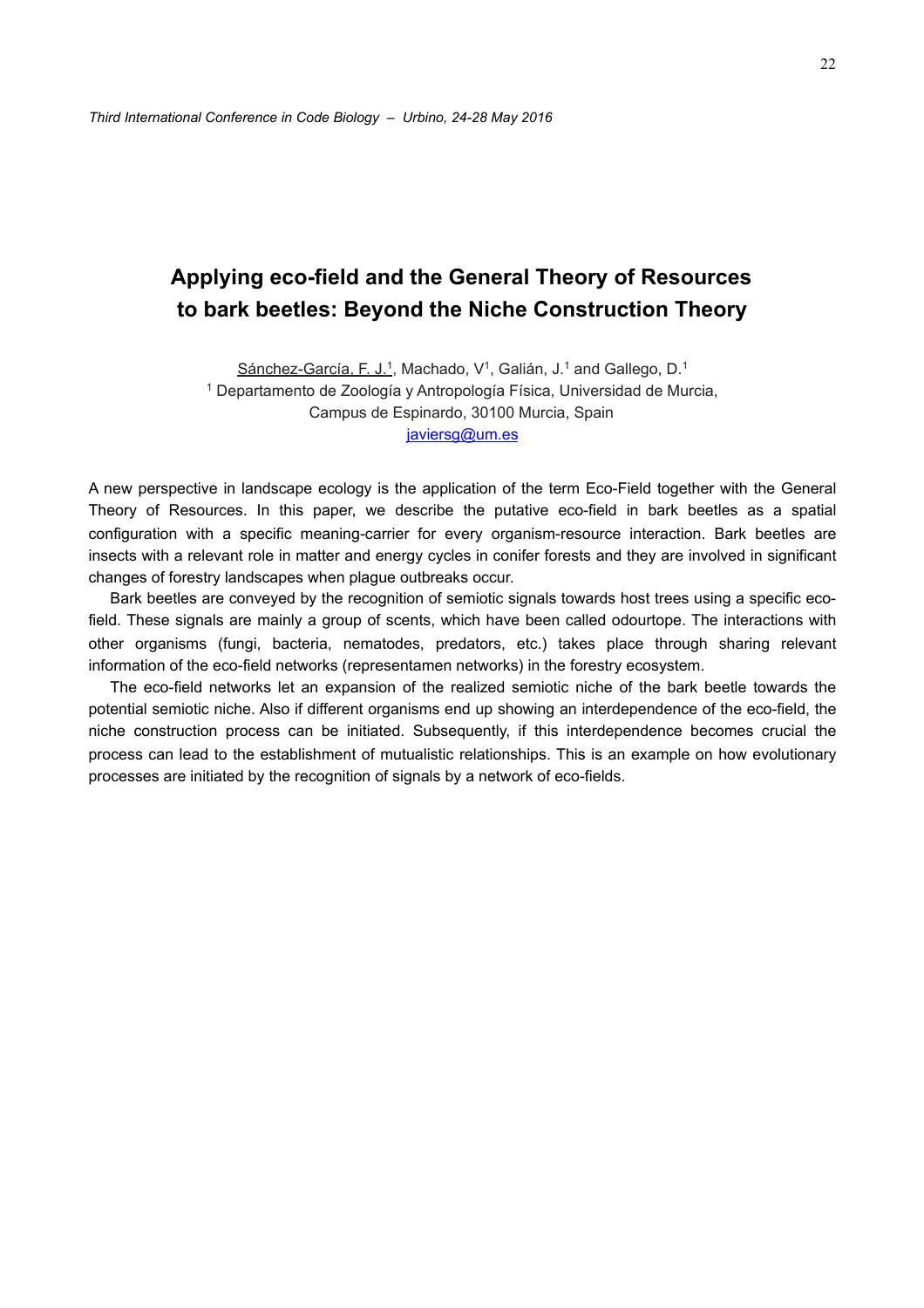# Applying eco-field and the General Theory of Resources to bark beetles: Beyond the Niche Construction Theory

Sánchez-García, F. J.[1], Machado, V[1], Galián, J.[1] and Gallego, D.[1]

[1] Departamento de Zoología y Antropología Física, Universidad de Murcia, Campus de Espinardo, 30100 Murcia, Spain

javiersg@um.es

A new perspective in landscape ecology is the application of the term Eco-Field together with the General Theory of Resources. In this paper, we describe the putative eco-field in bark beetles as a spatial configuration with a specific meaning-carrier for every organism-resource interaction. Bark beetles are insects with a relevant role in matter and energy cycles in conifer forests and they are involved in significant changes of forestry landscapes when plague outbreaks occur.

Bark beetles are conveyed by the recognition of semiotic signals towards host trees using a specific eco-field. These signals are mainly a group of scents, which have been called odourtope. The interactions with other organisms (fungi, bacteria, nematodes, predators, etc.) takes place through sharing relevant information of the eco-field networks (representamen networks) in the forestry ecosystem.

The eco-field networks let an expansion of the realized semiotic niche of the bark beetle towards the potential semiotic niche. Also if different organisms end up showing an interdependence of the eco-field, the niche construction process can be initiated. Subsequently, if this interdependence becomes crucial the process can lead to the establishment of mutualistic relationships. This is an example on how evolutionary processes are initiated by the recognition of signals by a network of eco-fields.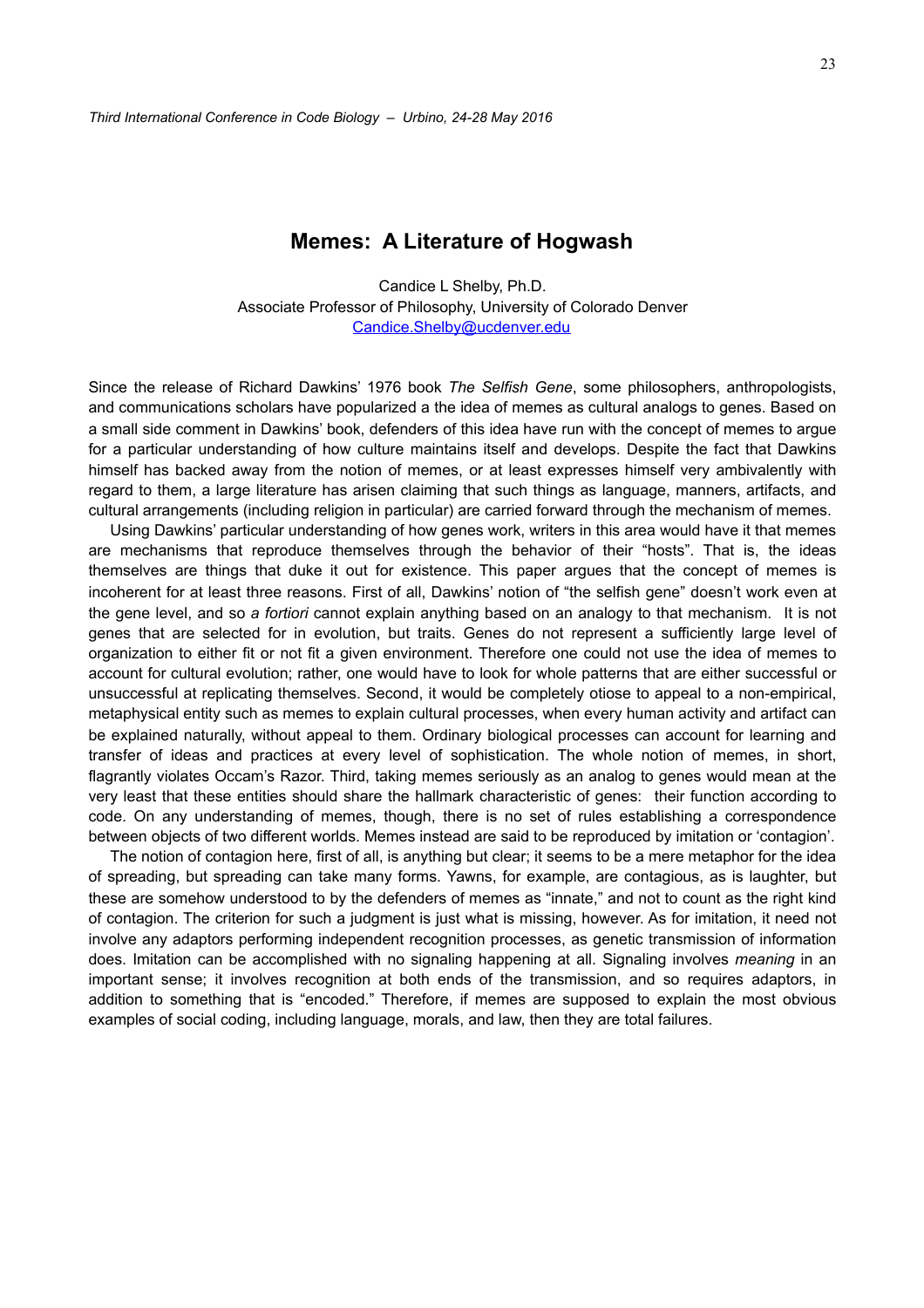# Memes: A Literature of Hogwash

Candice L Shelby, Ph.D.
Associate Professor of Philosophy, University of Colorado Denver
Candice.Shelby@ucdenver.edu

Since the release of Richard Dawkins' 1976 book *The Selfish Gene*, some philosophers, anthropologists, and communications scholars have popularized a the idea of memes as cultural analogs to genes. Based on a small side comment in Dawkins' book, defenders of this idea have run with the concept of memes to argue for a particular understanding of how culture maintains itself and develops. Despite the fact that Dawkins himself has backed away from the notion of memes, or at least expresses himself very ambivalently with regard to them, a large literature has arisen claiming that such things as language, manners, artifacts, and cultural arrangements (including religion in particular) are carried forward through the mechanism of memes.

Using Dawkins' particular understanding of how genes work, writers in this area would have it that memes are mechanisms that reproduce themselves through the behavior of their "hosts". That is, the ideas themselves are things that duke it out for existence. This paper argues that the concept of memes is incoherent for at least three reasons. First of all, Dawkins' notion of "the selfish gene" doesn't work even at the gene level, and so *a fortiori* cannot explain anything based on an analogy to that mechanism. It is not genes that are selected for in evolution, but traits. Genes do not represent a sufficiently large level of organization to either fit or not fit a given environment. Therefore one could not use the idea of memes to account for cultural evolution; rather, one would have to look for whole patterns that are either successful or unsuccessful at replicating themselves. Second, it would be completely otiose to appeal to a non-empirical, metaphysical entity such as memes to explain cultural processes, when every human activity and artifact can be explained naturally, without appeal to them. Ordinary biological processes can account for learning and transfer of ideas and practices at every level of sophistication. The whole notion of memes, in short, flagrantly violates Occam's Razor. Third, taking memes seriously as an analog to genes would mean at the very least that these entities should share the hallmark characteristic of genes: their function according to code. On any understanding of memes, though, there is no set of rules establishing a correspondence between objects of two different worlds. Memes instead are said to be reproduced by imitation or 'contagion'.

The notion of contagion here, first of all, is anything but clear; it seems to be a mere metaphor for the idea of spreading, but spreading can take many forms. Yawns, for example, are contagious, as is laughter, but these are somehow understood to by the defenders of memes as "innate," and not to count as the right kind of contagion. The criterion for such a judgment is just what is missing, however. As for imitation, it need not involve any adaptors performing independent recognition processes, as genetic transmission of information does. Imitation can be accomplished with no signaling happening at all. Signaling involves *meaning* in an important sense; it involves recognition at both ends of the transmission, and so requires adaptors, in addition to something that is "encoded." Therefore, if memes are supposed to explain the most obvious examples of social coding, including language, morals, and law, then they are total failures.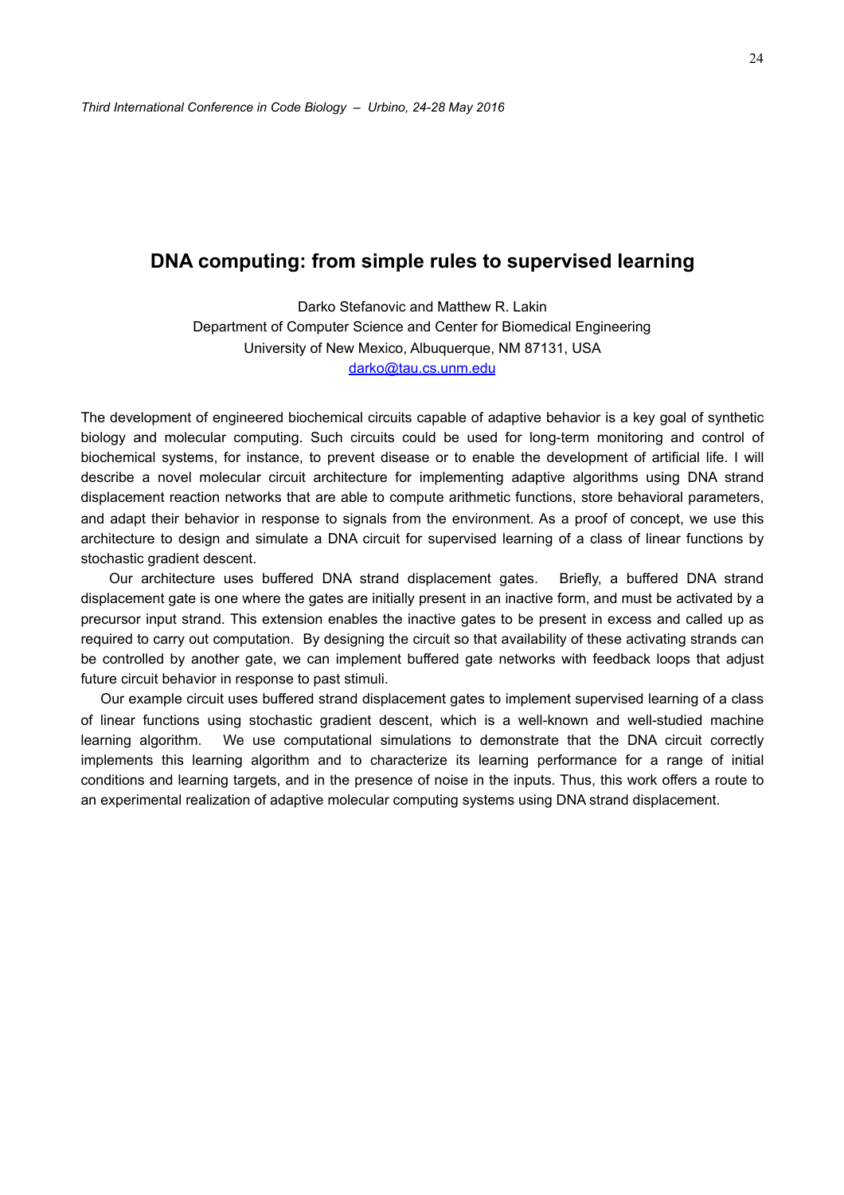## DNA computing: from simple rules to supervised learning

Darko Stefanovic and Matthew R. Lakin
Department of Computer Science and Center for Biomedical Engineering
University of New Mexico, Albuquerque, NM 87131, USA
darko@tau.cs.unm.edu

The development of engineered biochemical circuits capable of adaptive behavior is a key goal of synthetic biology and molecular computing. Such circuits could be used for long-term monitoring and control of biochemical systems, for instance, to prevent disease or to enable the development of artificial life. I will describe a novel molecular circuit architecture for implementing adaptive algorithms using DNA strand displacement reaction networks that are able to compute arithmetic functions, store behavioral parameters, and adapt their behavior in response to signals from the environment. As a proof of concept, we use this architecture to design and simulate a DNA circuit for supervised learning of a class of linear functions by stochastic gradient descent.

Our architecture uses buffered DNA strand displacement gates. Briefly, a buffered DNA strand displacement gate is one where the gates are initially present in an inactive form, and must be activated by a precursor input strand. This extension enables the inactive gates to be present in excess and called up as required to carry out computation. By designing the circuit so that availability of these activating strands can be controlled by another gate, we can implement buffered gate networks with feedback loops that adjust future circuit behavior in response to past stimuli.

Our example circuit uses buffered strand displacement gates to implement supervised learning of a class of linear functions using stochastic gradient descent, which is a well-known and well-studied machine learning algorithm. We use computational simulations to demonstrate that the DNA circuit correctly implements this learning algorithm and to characterize its learning performance for a range of initial conditions and learning targets, and in the presence of noise in the inputs. Thus, this work offers a route to an experimental realization of adaptive molecular computing systems using DNA strand displacement.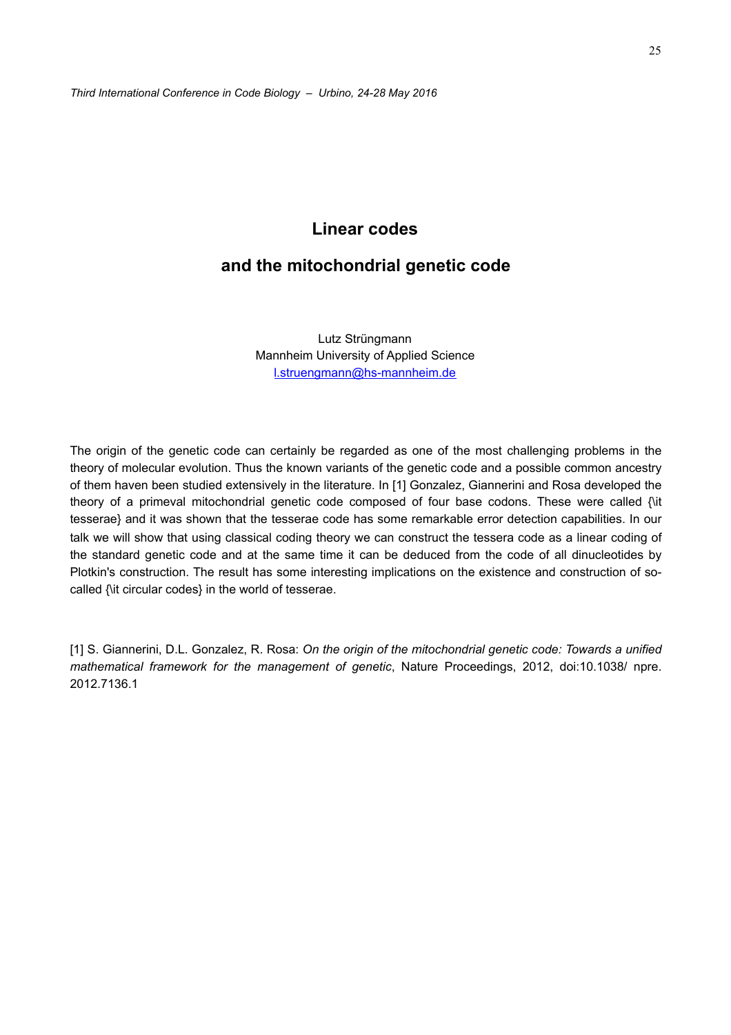# Linear codes

# and the mitochondrial genetic code

Lutz Strüngmann
Mannheim University of Applied Science
l.struengmann@hs-mannheim.de

The origin of the genetic code can certainly be regarded as one of the most challenging problems in the theory of molecular evolution. Thus the known variants of the genetic code and a possible common ancestry of them haven been studied extensively in the literature. In [1] Gonzalez, Giannerini and Rosa developed the theory of a primeval mitochondrial genetic code composed of four base codons. These were called {\it tesserae} and it was shown that the tesserae code has some remarkable error detection capabilities. In our talk we will show that using classical coding theory we can construct the tessera code as a linear coding of the standard genetic code and at the same time it can be deduced from the code of all dinucleotides by Plotkin's construction. The result has some interesting implications on the existence and construction of so-called {\it circular codes} in the world of tesserae.

[1] S. Giannerini, D.L. Gonzalez, R. Rosa: *On the origin of the mitochondrial genetic code: Towards a unified mathematical framework for the management of genetic*, Nature Proceedings, 2012, doi:10.1038/ npre. 2012.7136.1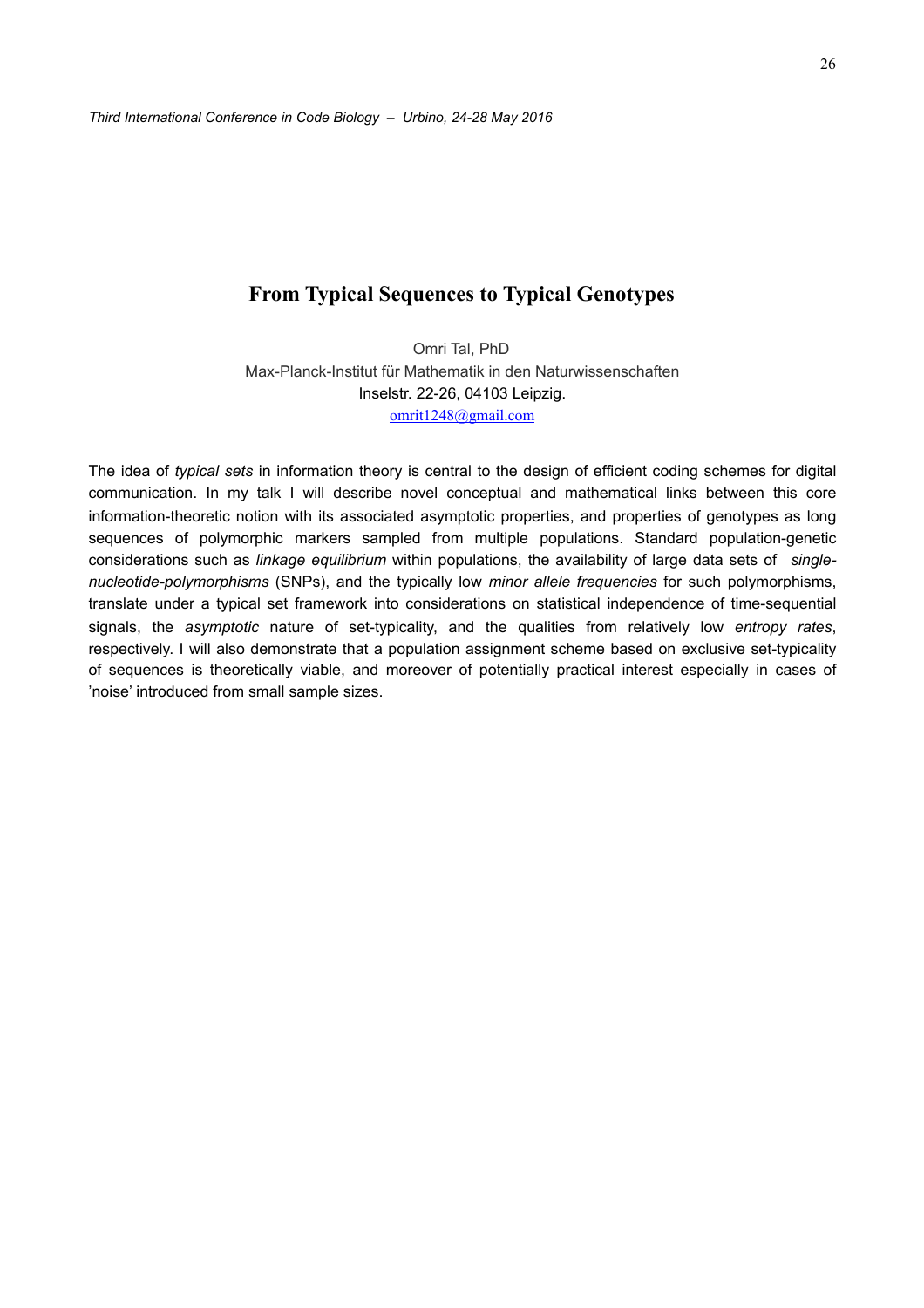# From Typical Sequences to Typical Genotypes

Omri Tal, PhD
Max-Planck-Institut für Mathematik in den Naturwissenschaften
Inselstr. 22-26, 04103 Leipzig.
omrit1248@gmail.com

The idea of *typical sets* in information theory is central to the design of efficient coding schemes for digital communication. In my talk I will describe novel conceptual and mathematical links between this core information-theoretic notion with its associated asymptotic properties, and properties of genotypes as long sequences of polymorphic markers sampled from multiple populations. Standard population-genetic considerations such as *linkage equilibrium* within populations, the availability of large data sets of *single-nucleotide-polymorphisms* (SNPs), and the typically low *minor allele frequencies* for such polymorphisms, translate under a typical set framework into considerations on statistical independence of time-sequential signals, the *asymptotic* nature of set-typicality, and the qualities from relatively low *entropy rates*, respectively. I will also demonstrate that a population assignment scheme based on exclusive set-typicality of sequences is theoretically viable, and moreover of potentially practical interest especially in cases of 'noise' introduced from small sample sizes.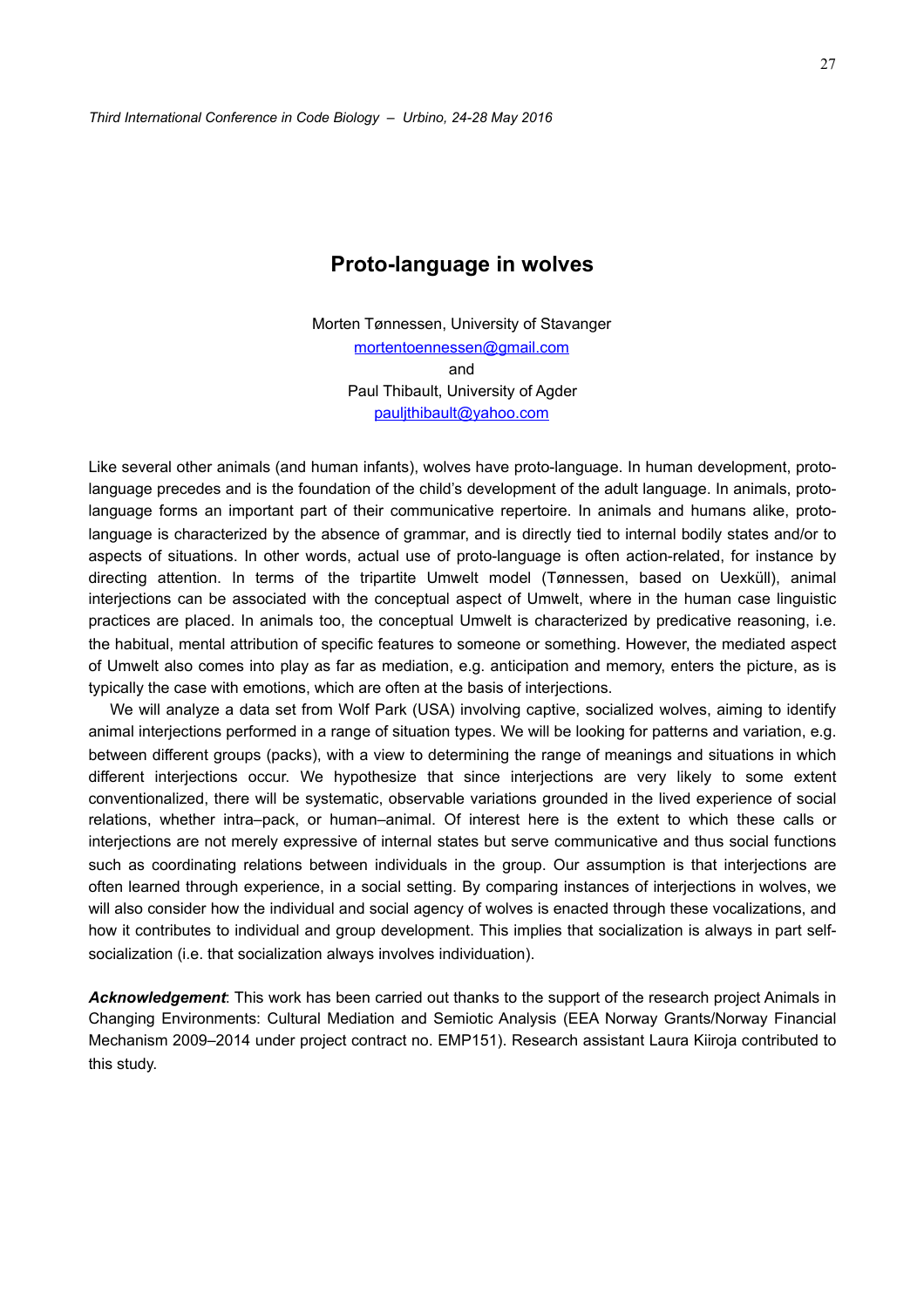# Proto-language in wolves

Morten Tønnessen, University of Stavanger
mortentoennessen@gmail.com
and
Paul Thibault, University of Agder
pauljthibault@yahoo.com

Like several other animals (and human infants), wolves have proto-language. In human development, proto-language precedes and is the foundation of the child's development of the adult language. In animals, proto-language forms an important part of their communicative repertoire. In animals and humans alike, proto-language is characterized by the absence of grammar, and is directly tied to internal bodily states and/or to aspects of situations. In other words, actual use of proto-language is often action-related, for instance by directing attention. In terms of the tripartite Umwelt model (Tønnessen, based on Uexküll), animal interjections can be associated with the conceptual aspect of Umwelt, where in the human case linguistic practices are placed. In animals too, the conceptual Umwelt is characterized by predicative reasoning, i.e. the habitual, mental attribution of specific features to someone or something. However, the mediated aspect of Umwelt also comes into play as far as mediation, e.g. anticipation and memory, enters the picture, as is typically the case with emotions, which are often at the basis of interjections.

We will analyze a data set from Wolf Park (USA) involving captive, socialized wolves, aiming to identify animal interjections performed in a range of situation types. We will be looking for patterns and variation, e.g. between different groups (packs), with a view to determining the range of meanings and situations in which different interjections occur. We hypothesize that since interjections are very likely to some extent conventionalized, there will be systematic, observable variations grounded in the lived experience of social relations, whether intra–pack, or human–animal. Of interest here is the extent to which these calls or interjections are not merely expressive of internal states but serve communicative and thus social functions such as coordinating relations between individuals in the group. Our assumption is that interjections are often learned through experience, in a social setting. By comparing instances of interjections in wolves, we will also consider how the individual and social agency of wolves is enacted through these vocalizations, and how it contributes to individual and group development. This implies that socialization is always in part self-socialization (i.e. that socialization always involves individuation).

***Acknowledgement***: This work has been carried out thanks to the support of the research project Animals in Changing Environments: Cultural Mediation and Semiotic Analysis (EEA Norway Grants/Norway Financial Mechanism 2009–2014 under project contract no. EMP151). Research assistant Laura Kiiroja contributed to this study.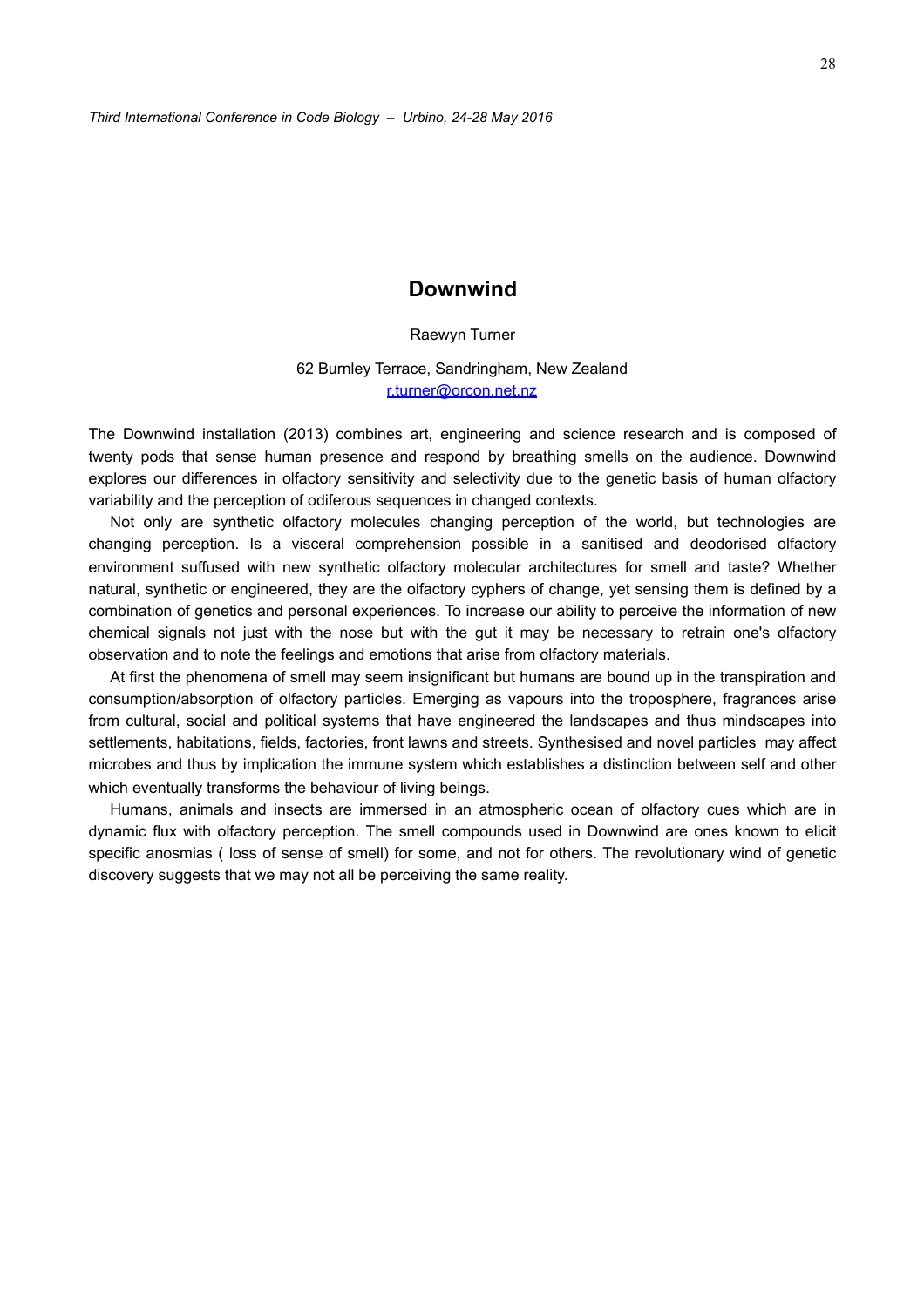# Downwind

Raewyn Turner

62 Burnley Terrace, Sandringham, New Zealand
r.turner@orcon.net.nz

The Downwind installation (2013) combines art, engineering and science research and is composed of twenty pods that sense human presence and respond by breathing smells on the audience. Downwind explores our differences in olfactory sensitivity and selectivity due to the genetic basis of human olfactory variability and the perception of odiferous sequences in changed contexts.

Not only are synthetic olfactory molecules changing perception of the world, but technologies are changing perception. Is a visceral comprehension possible in a sanitised and deodorised olfactory environment suffused with new synthetic olfactory molecular architectures for smell and taste? Whether natural, synthetic or engineered, they are the olfactory cyphers of change, yet sensing them is defined by a combination of genetics and personal experiences. To increase our ability to perceive the information of new chemical signals not just with the nose but with the gut it may be necessary to retrain one's olfactory observation and to note the feelings and emotions that arise from olfactory materials.

At first the phenomena of smell may seem insignificant but humans are bound up in the transpiration and consumption/absorption of olfactory particles. Emerging as vapours into the troposphere, fragrances arise from cultural, social and political systems that have engineered the landscapes and thus mindscapes into settlements, habitations, fields, factories, front lawns and streets. Synthesised and novel particles may affect microbes and thus by implication the immune system which establishes a distinction between self and other which eventually transforms the behaviour of living beings.

Humans, animals and insects are immersed in an atmospheric ocean of olfactory cues which are in dynamic flux with olfactory perception. The smell compounds used in Downwind are ones known to elicit specific anosmias ( loss of sense of smell) for some, and not for others. The revolutionary wind of genetic discovery suggests that we may not all be perceiving the same reality.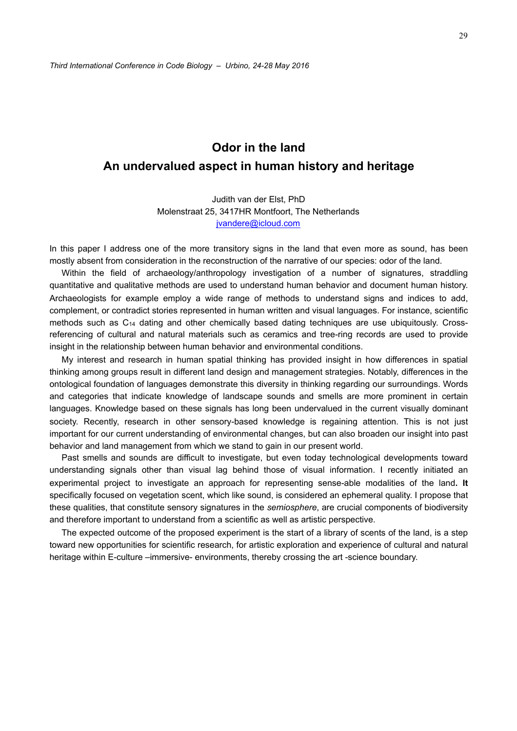# Odor in the land
## An undervalued aspect in human history and heritage

Judith van der Elst, PhD
Molenstraat 25, 3417HR Montfoort, The Netherlands
jvandere@icloud.com

In this paper I address one of the more transitory signs in the land that even more as sound, has been mostly absent from consideration in the reconstruction of the narrative of our species: odor of the land.

Within the field of archaeology/anthropology investigation of a number of signatures, straddling quantitative and qualitative methods are used to understand human behavior and document human history. Archaeologists for example employ a wide range of methods to understand signs and indices to add, complement, or contradict stories represented in human written and visual languages. For instance, scientific methods such as $C_{14}$ dating and other chemically based dating techniques are use ubiquitously. Cross-referencing of cultural and natural materials such as ceramics and tree-ring records are used to provide insight in the relationship between human behavior and environmental conditions.

My interest and research in human spatial thinking has provided insight in how differences in spatial thinking among groups result in different land design and management strategies. Notably, differences in the ontological foundation of languages demonstrate this diversity in thinking regarding our surroundings. Words and categories that indicate knowledge of landscape sounds and smells are more prominent in certain languages. Knowledge based on these signals has long been undervalued in the current visually dominant society. Recently, research in other sensory-based knowledge is regaining attention. This is not just important for our current understanding of environmental changes, but can also broaden our insight into past behavior and land management from which we stand to gain in our present world.

Past smells and sounds are difficult to investigate, but even today technological developments toward understanding signals other than visual lag behind those of visual information. I recently initiated an experimental project to investigate an approach for representing sense-able modalities of the land**. It** specifically focused on vegetation scent, which like sound, is considered an ephemeral quality. I propose that these qualities, that constitute sensory signatures in the *semiosphere*, are crucial components of biodiversity and therefore important to understand from a scientific as well as artistic perspective.

The expected outcome of the proposed experiment is the start of a library of scents of the land, is a step toward new opportunities for scientific research, for artistic exploration and experience of cultural and natural heritage within E-culture –immersive- environments, thereby crossing the art -science boundary.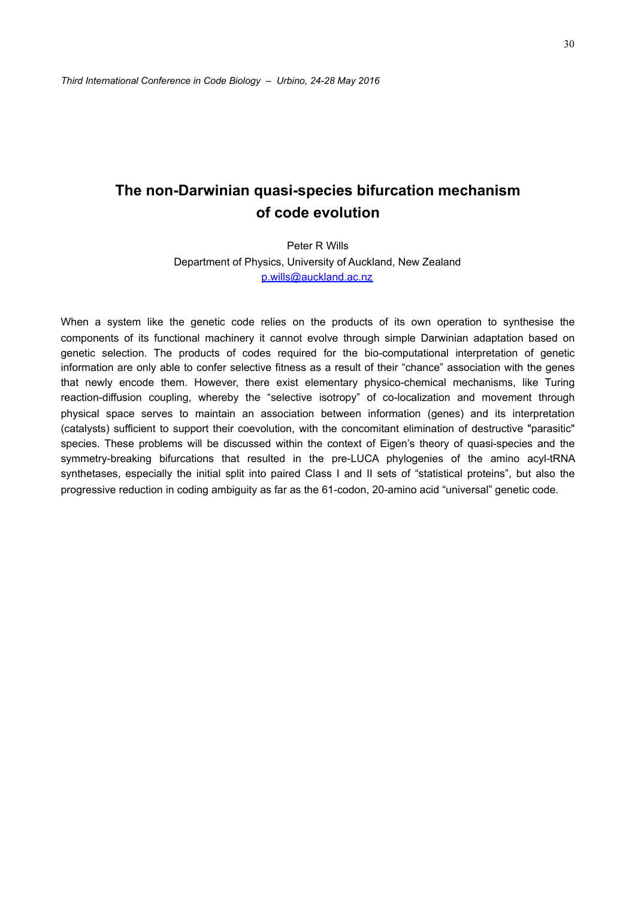# The non-Darwinian quasi-species bifurcation mechanism of code evolution

Peter R Wills

Department of Physics, University of Auckland, New Zealand

p.wills@auckland.ac.nz

When a system like the genetic code relies on the products of its own operation to synthesise the components of its functional machinery it cannot evolve through simple Darwinian adaptation based on genetic selection. The products of codes required for the bio-computational interpretation of genetic information are only able to confer selective fitness as a result of their "chance" association with the genes that newly encode them. However, there exist elementary physico-chemical mechanisms, like Turing reaction-diffusion coupling, whereby the "selective isotropy" of co-localization and movement through physical space serves to maintain an association between information (genes) and its interpretation (catalysts) sufficient to support their coevolution, with the concomitant elimination of destructive "parasitic" species. These problems will be discussed within the context of Eigen's theory of quasi-species and the symmetry-breaking bifurcations that resulted in the pre-LUCA phylogenies of the amino acyl-tRNA synthetases, especially the initial split into paired Class I and II sets of "statistical proteins", but also the progressive reduction in coding ambiguity as far as the 61-codon, 20-amino acid "universal" genetic code.